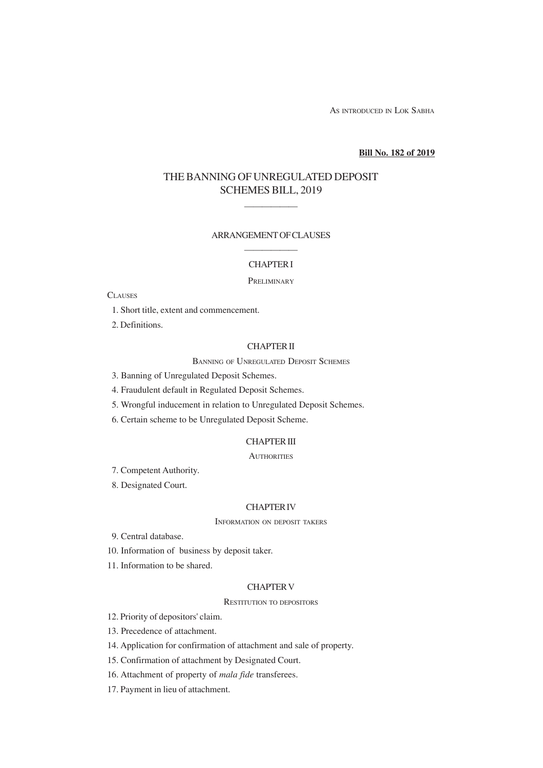AS INTRODUCED IN LOK SABHA

**Bill No. 182 of 2019**

# THE BANNING OF UNREGULATED DEPOSIT SCHEMES BILL, 2019

## ARRANGEMENT OF CLAUSES

### CHAPTER I

PRELIMINARY

CLAUSES

1. Short title, extent and commencement.
2. Definitions.

### CHAPTER II

BANNING OF UNREGULATED DEPOSIT SCHEMES

3. Banning of Unregulated Deposit Schemes.
4. Fraudulent default in Regulated Deposit Schemes.
5. Wrongful inducement in relation to Unregulated Deposit Schemes.
6. Certain scheme to be Unregulated Deposit Scheme.

### CHAPTER III

AUTHORITIES

7. Competent Authority.
8. Designated Court.

### CHAPTER IV

INFORMATION ON DEPOSIT TAKERS

9. Central database.
10. Information of business by deposit taker.
11. Information to be shared.

### CHAPTER V

RESTITUTION TO DEPOSITORS

12. Priority of depositors' claim.
13. Precedence of attachment.
14. Application for confirmation of attachment and sale of property.
15. Confirmation of attachment by Designated Court.
16. Attachment of property of *mala fide* transferees.
17. Payment in lieu of attachment.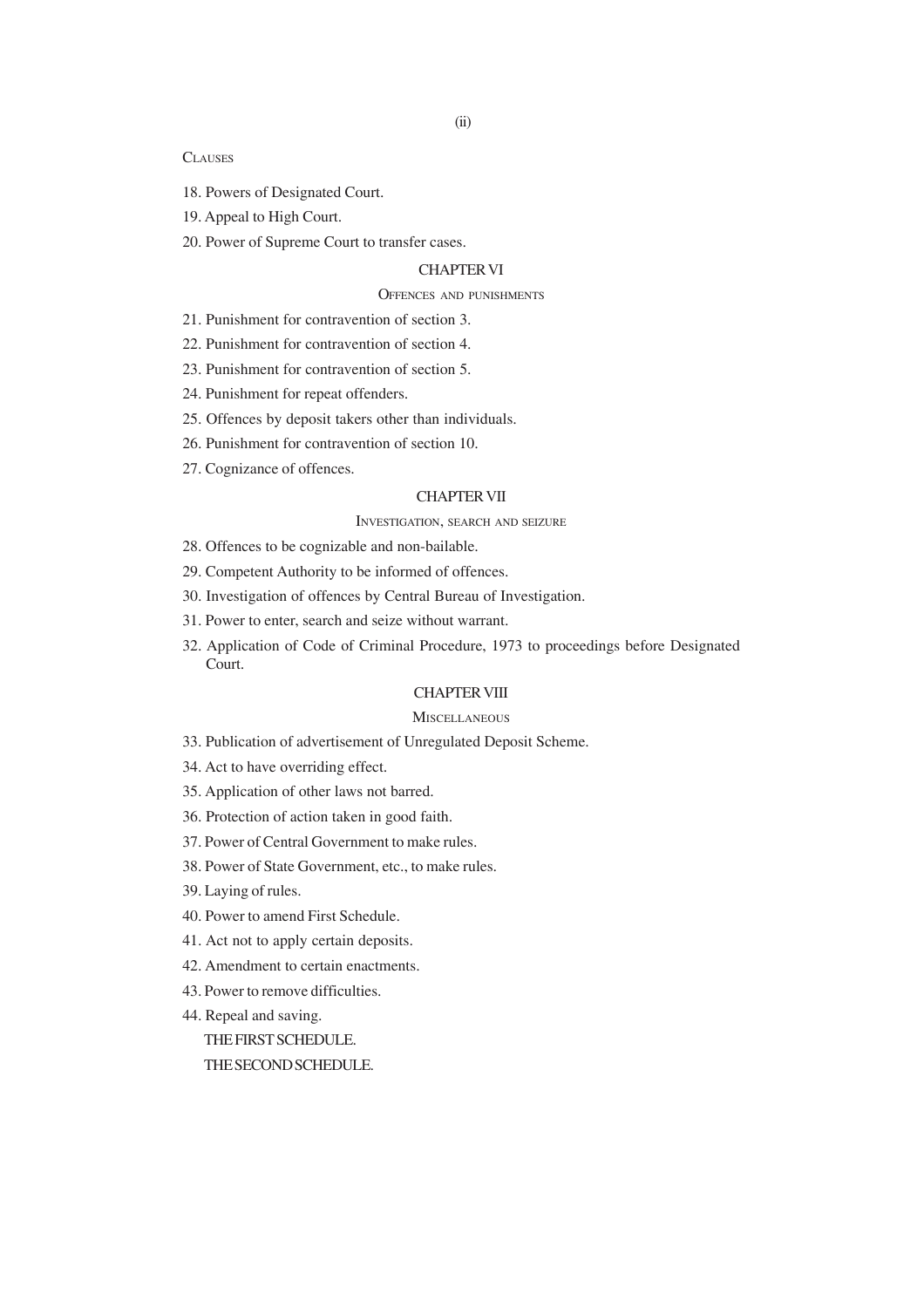CLAUSES

18. Powers of Designated Court.
19. Appeal to High Court.
20. Power of Supreme Court to transfer cases.

## CHAPTER VI

### OFFENCES AND PUNISHMENTS

21. Punishment for contravention of section 3.
22. Punishment for contravention of section 4.
23. Punishment for contravention of section 5.
24. Punishment for repeat offenders.
25. Offences by deposit takers other than individuals.
26. Punishment for contravention of section 10.
27. Cognizance of offences.

## CHAPTER VII

### INVESTIGATION, SEARCH AND SEIZURE

28. Offences to be cognizable and non-bailable.
29. Competent Authority to be informed of offences.
30. Investigation of offences by Central Bureau of Investigation.
31. Power to enter, search and seize without warrant.
32. Application of Code of Criminal Procedure, 1973 to proceedings before Designated Court.

## CHAPTER VIII

### MISCELLANEOUS

33. Publication of advertisement of Unregulated Deposit Scheme.
34. Act to have overriding effect.
35. Application of other laws not barred.
36. Protection of action taken in good faith.
37. Power of Central Government to make rules.
38. Power of State Government, etc., to make rules.
39. Laying of rules.
40. Power to amend First Schedule.
41. Act not to apply certain deposits.
42. Amendment to certain enactments.
43. Power to remove difficulties.
44. Repeal and saving.

THE FIRST SCHEDULE.

THE SECOND SCHEDULE.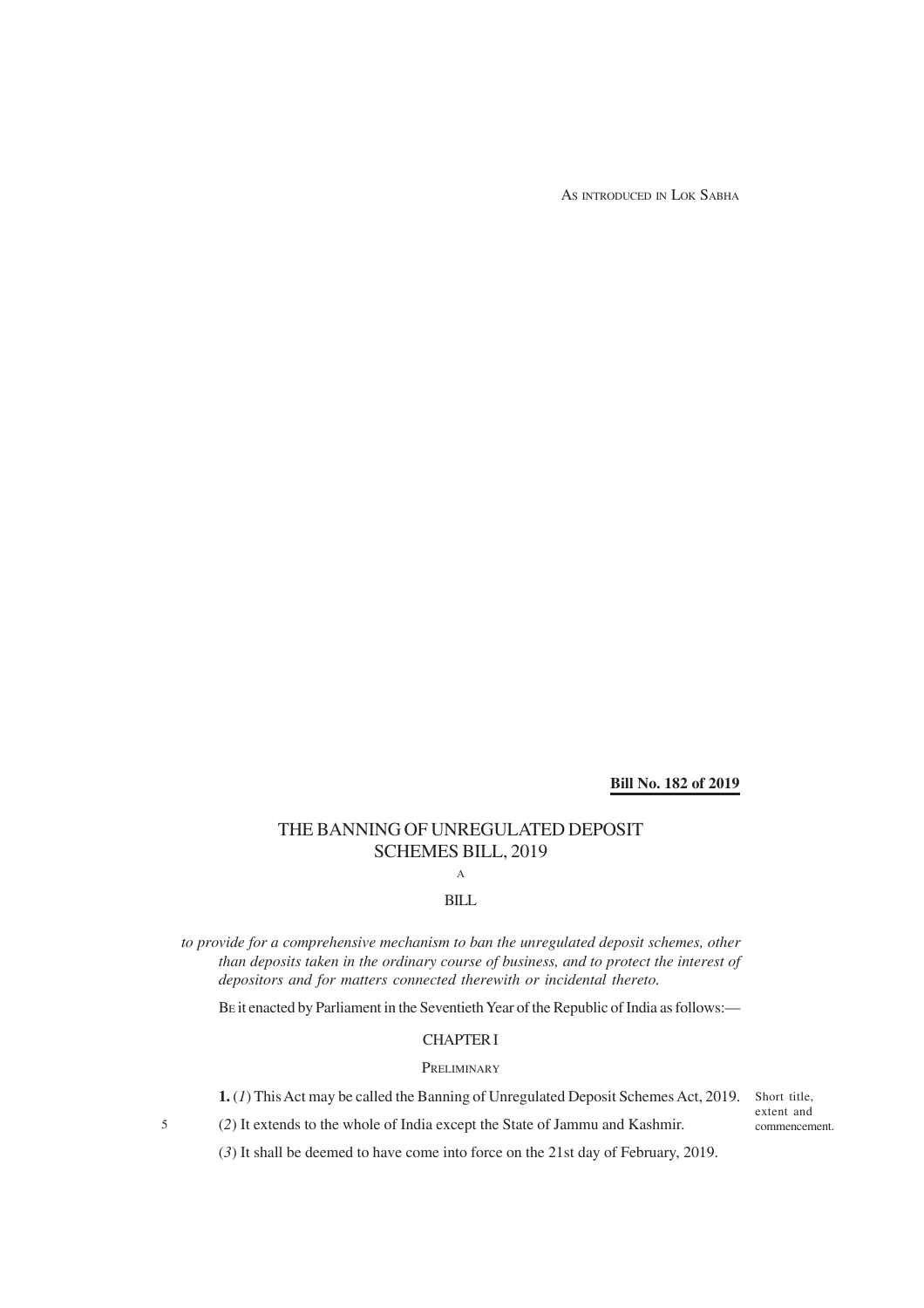AS INTRODUCED IN LOK SABHA

**Bill No. 182 of 2019**

# THE BANNING OF UNREGULATED DEPOSIT SCHEMES BILL, 2019

A

BILL

*to provide for a comprehensive mechanism to ban the unregulated deposit schemes, other than deposits taken in the ordinary course of business, and to protect the interest of depositors and for matters connected therewith or incidental thereto.*

BE it enacted by Parliament in the Seventieth Year of the Republic of India as follows:—

## CHAPTER I

### PRELIMINARY

Short title, extent and commencement.

**1.** (*1*) This Act may be called the Banning of Unregulated Deposit Schemes Act, 2019.

(*2*) It extends to the whole of India except the State of Jammu and Kashmir.

(*3*) It shall be deemed to have come into force on the 21st day of February, 2019.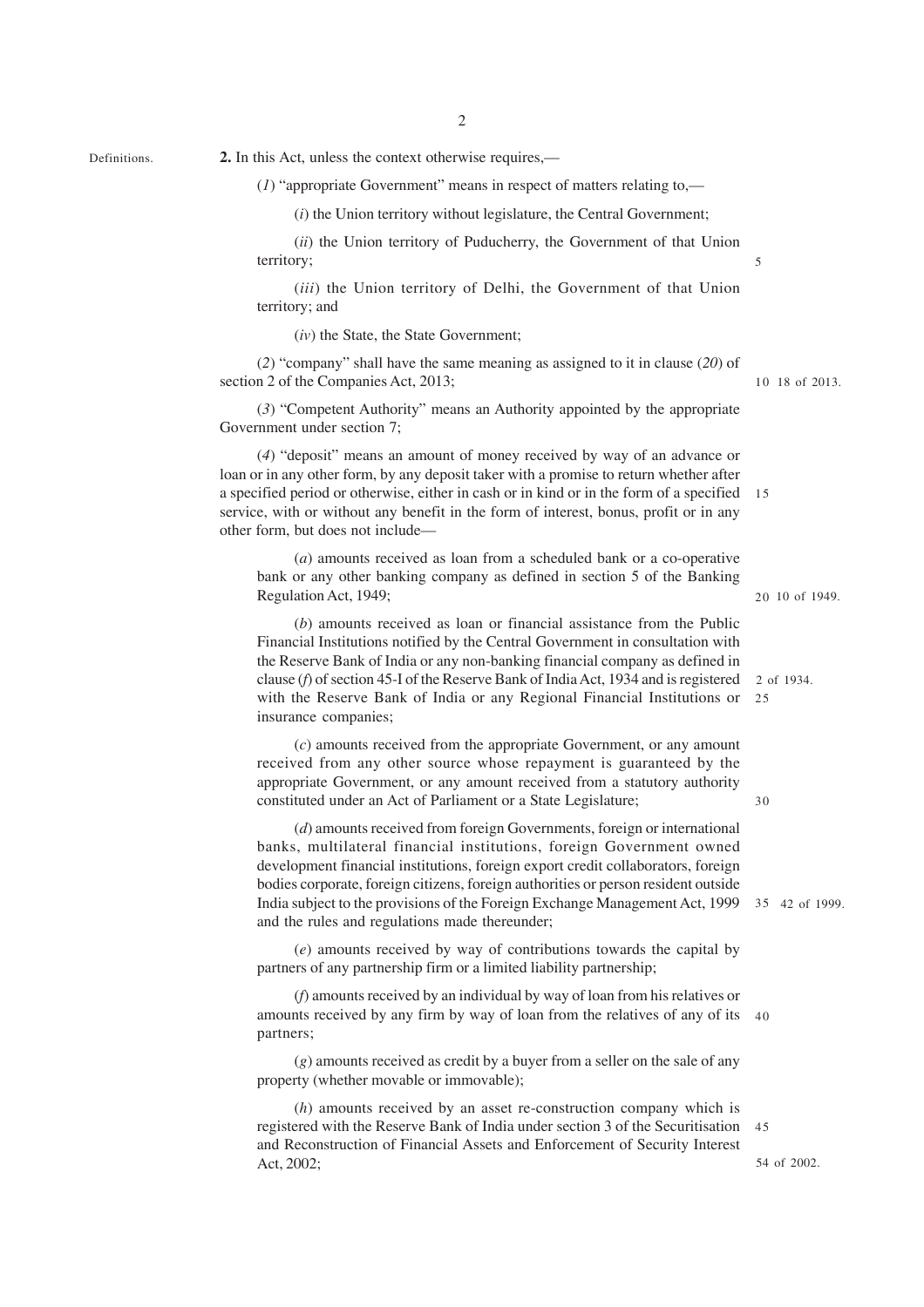Definitions.

**2.** In this Act, unless the context otherwise requires,—

(*1*) "appropriate Government" means in respect of matters relating to,—

(*i*) the Union territory without legislature, the Central Government;

(*ii*) the Union territory of Puducherry, the Government of that Union territory;

(*iii*) the Union territory of Delhi, the Government of that Union territory; and

(*iv*) the State, the State Government;

(*2*) "company" shall have the same meaning as assigned to it in clause (*20*) of section 2 of the Companies Act, 2013; 18 of 2013.

(*3*) "Competent Authority" means an Authority appointed by the appropriate Government under section 7;

(*4*) "deposit" means an amount of money received by way of an advance or loan or in any other form, by any deposit taker with a promise to return whether after a specified period or otherwise, either in cash or in kind or in the form of a specified service, with or without any benefit in the form of interest, bonus, profit or in any other form, but does not include—

(*a*) amounts received as loan from a scheduled bank or a co-operative bank or any other banking company as defined in section 5 of the Banking Regulation Act, 1949; 10 of 1949.

(*b*) amounts received as loan or financial assistance from the Public Financial Institutions notified by the Central Government in consultation with the Reserve Bank of India or any non-banking financial company as defined in clause (*f*) of section 45-I of the Reserve Bank of India Act, 1934 and is registered with the Reserve Bank of India or any Regional Financial Institutions or insurance companies; 2 of 1934.

(*c*) amounts received from the appropriate Government, or any amount received from any other source whose repayment is guaranteed by the appropriate Government, or any amount received from a statutory authority constituted under an Act of Parliament or a State Legislature;

(*d*) amounts received from foreign Governments, foreign or international banks, multilateral financial institutions, foreign Government owned development financial institutions, foreign export credit collaborators, foreign bodies corporate, foreign citizens, foreign authorities or person resident outside India subject to the provisions of the Foreign Exchange Management Act, 1999 and the rules and regulations made thereunder; 42 of 1999.

(*e*) amounts received by way of contributions towards the capital by partners of any partnership firm or a limited liability partnership;

(*f*) amounts received by an individual by way of loan from his relatives or amounts received by any firm by way of loan from the relatives of any of its partners;

(*g*) amounts received as credit by a buyer from a seller on the sale of any property (whether movable or immovable);

(*h*) amounts received by an asset re-construction company which is registered with the Reserve Bank of India under section 3 of the Securitisation and Reconstruction of Financial Assets and Enforcement of Security Interest Act, 2002; 54 of 2002.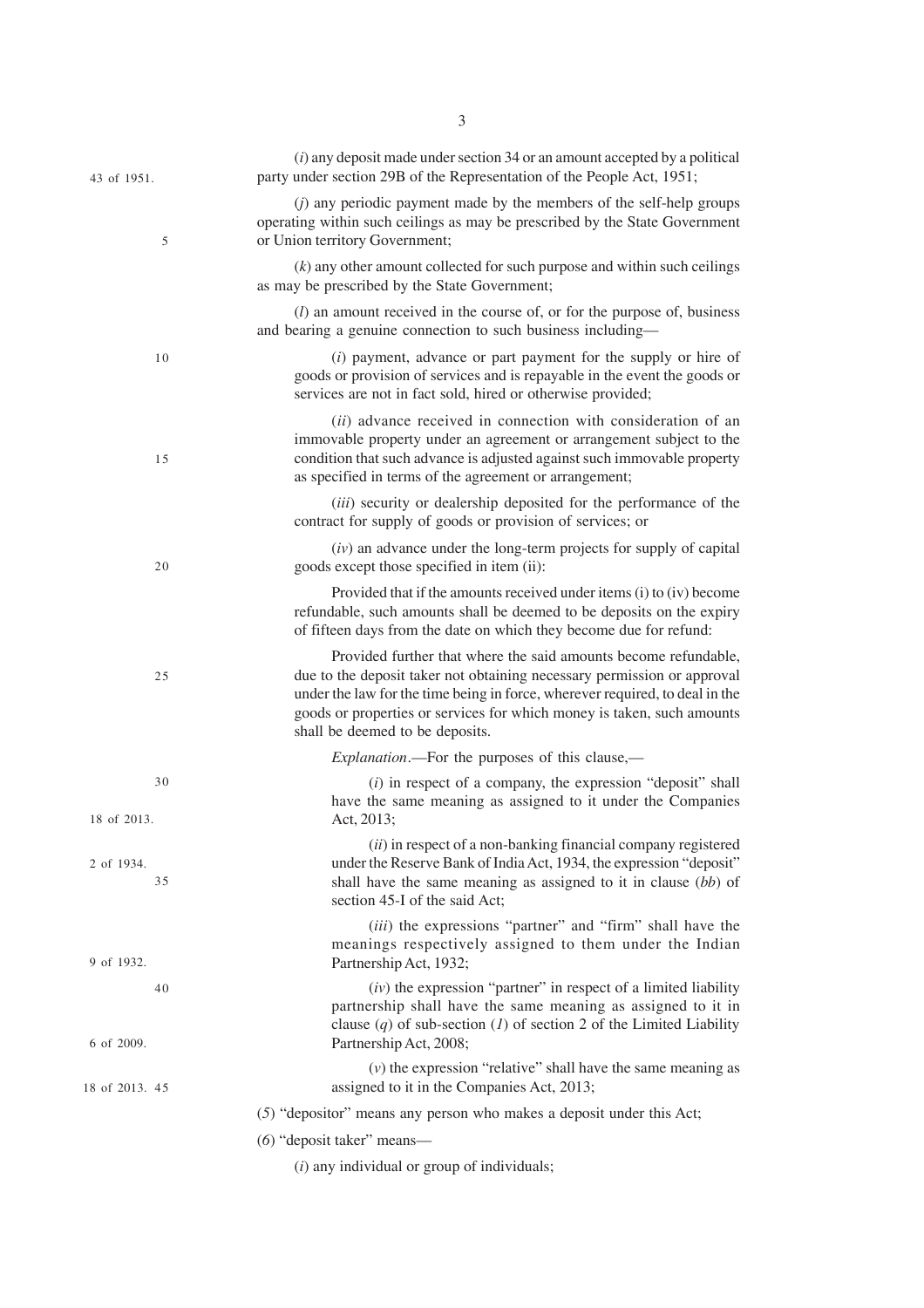(*i*) any deposit made under section 34 or an amount accepted by a political party under section 29B of the Representation of the People Act, 1951;

(*j*) any periodic payment made by the members of the self-help groups operating within such ceilings as may be prescribed by the State Government or Union territory Government;

(*k*) any other amount collected for such purpose and within such ceilings as may be prescribed by the State Government;

(*l*) an amount received in the course of, or for the purpose of, business and bearing a genuine connection to such business including—

(*i*) payment, advance or part payment for the supply or hire of goods or provision of services and is repayable in the event the goods or services are not in fact sold, hired or otherwise provided;

(*ii*) advance received in connection with consideration of an immovable property under an agreement or arrangement subject to the condition that such advance is adjusted against such immovable property as specified in terms of the agreement or arrangement;

(*iii*) security or dealership deposited for the performance of the contract for supply of goods or provision of services; or

(*iv*) an advance under the long-term projects for supply of capital goods except those specified in item (ii):

Provided that if the amounts received under items (i) to (iv) become refundable, such amounts shall be deemed to be deposits on the expiry of fifteen days from the date on which they become due for refund:

Provided further that where the said amounts become refundable, due to the deposit taker not obtaining necessary permission or approval under the law for the time being in force, wherever required, to deal in the goods or properties or services for which money is taken, such amounts shall be deemed to be deposits.

*Explanation*.—For the purposes of this clause,—

(*i*) in respect of a company, the expression "deposit" shall have the same meaning as assigned to it under the Companies Act, 2013;

(*ii*) in respect of a non-banking financial company registered under the Reserve Bank of India Act, 1934, the expression "deposit" shall have the same meaning as assigned to it in clause (*bb*) of section 45-I of the said Act;

(*iii*) the expressions "partner" and "firm" shall have the meanings respectively assigned to them under the Indian Partnership Act, 1932;

(*iv*) the expression "partner" in respect of a limited liability partnership shall have the same meaning as assigned to it in clause (*q*) of sub-section (*1*) of section 2 of the Limited Liability Partnership Act, 2008;

(*v*) the expression "relative" shall have the same meaning as assigned to it in the Companies Act, 2013;

(*5*) "depositor" means any person who makes a deposit under this Act;

(*6*) "deposit taker" means—

(*i*) any individual or group of individuals;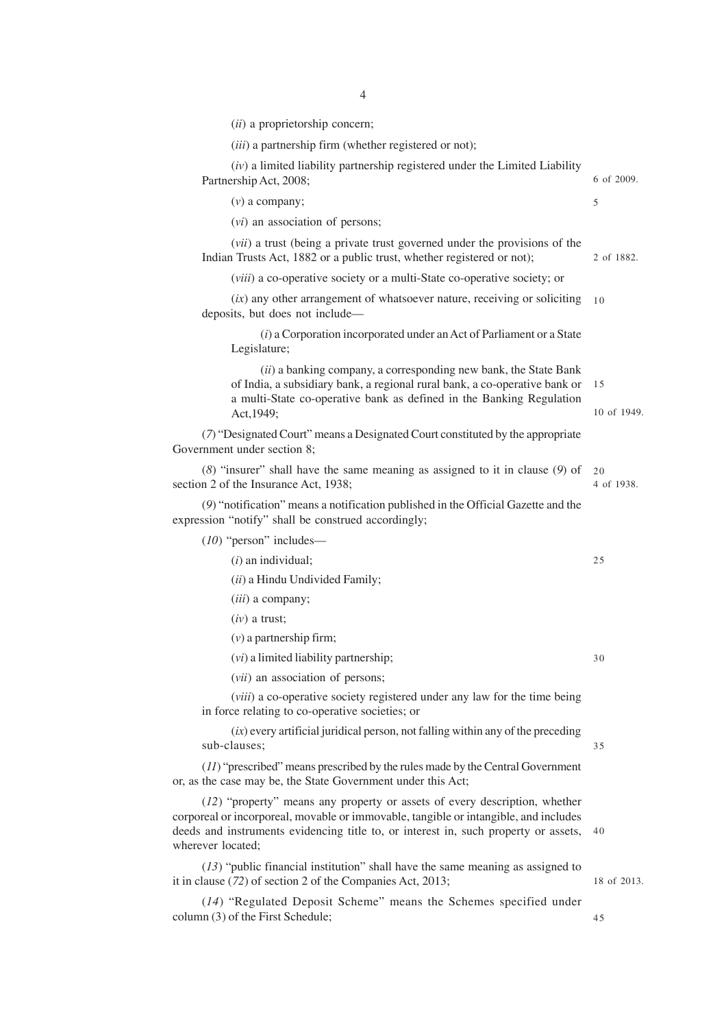(*ii*) a proprietorship concern;

(*iii*) a partnership firm (whether registered or not);

(*iv*) a limited liability partnership registered under the Limited Liability Partnership Act, 2008; 6 of 2009.

(*v*) a company;

(*vi*) an association of persons;

(*vii*) a trust (being a private trust governed under the provisions of the Indian Trusts Act, 1882 or a public trust, whether registered or not); 2 of 1882.

(*viii*) a co-operative society or a multi-State co-operative society; or

(*ix*) any other arrangement of whatsoever nature, receiving or soliciting deposits, but does not include—

(*i*) a Corporation incorporated under an Act of Parliament or a State Legislature;

(*ii*) a banking company, a corresponding new bank, the State Bank of India, a subsidiary bank, a regional rural bank, a co-operative bank or a multi-State co-operative bank as defined in the Banking Regulation Act,1949; 10 of 1949.

(*7*) "Designated Court" means a Designated Court constituted by the appropriate Government under section 8;

(*8*) "insurer" shall have the same meaning as assigned to it in clause (*9*) of section 2 of the Insurance Act, 1938; 4 of 1938.

(*9*) "notification" means a notification published in the Official Gazette and the expression "notify" shall be construed accordingly;

(*10*) "person" includes—

(*i*) an individual;

(*ii*) a Hindu Undivided Family;

(*iii*) a company;

(*iv*) a trust;

(*v*) a partnership firm;

(*vi*) a limited liability partnership;

(*vii*) an association of persons;

(*viii*) a co-operative society registered under any law for the time being in force relating to co-operative societies; or

(*ix*) every artificial juridical person, not falling within any of the preceding sub-clauses;

(*11*) "prescribed" means prescribed by the rules made by the Central Government or, as the case may be, the State Government under this Act;

(*12*) "property" means any property or assets of every description, whether corporeal or incorporeal, movable or immovable, tangible or intangible, and includes deeds and instruments evidencing title to, or interest in, such property or assets, wherever located;

(*13*) "public financial institution" shall have the same meaning as assigned to it in clause (*72*) of section 2 of the Companies Act, 2013; 18 of 2013.

(*14*) "Regulated Deposit Scheme" means the Schemes specified under column (3) of the First Schedule;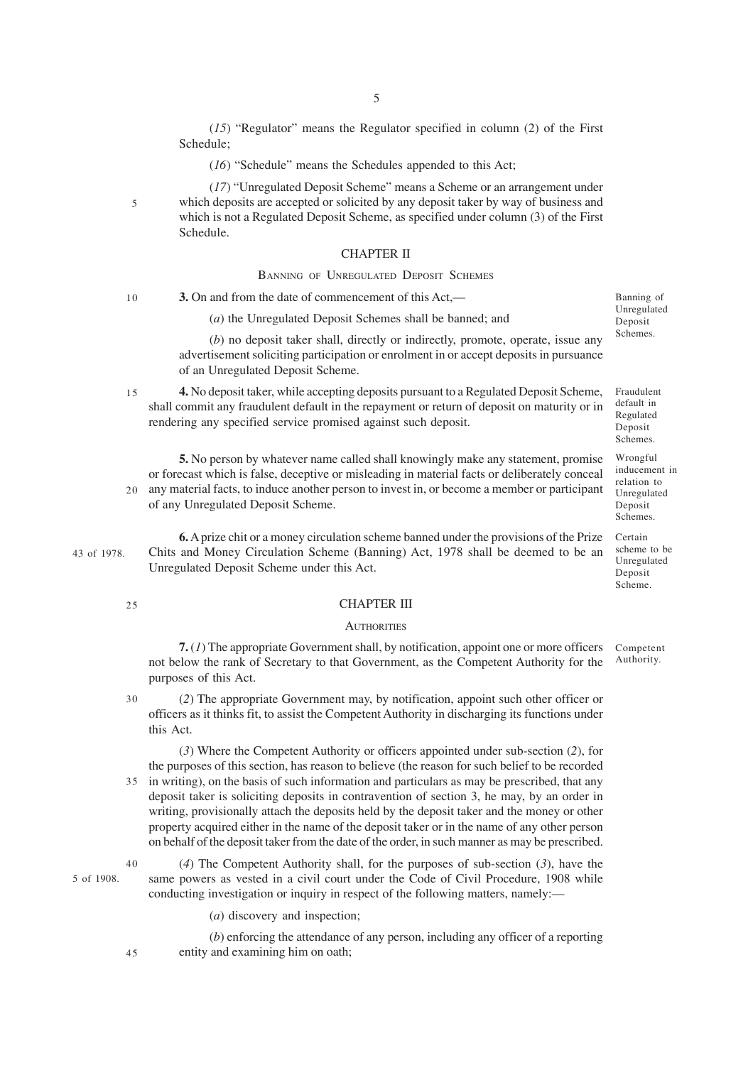(*15*) "Regulator" means the Regulator specified in column (2) of the First Schedule;

(*16*) "Schedule" means the Schedules appended to this Act;

(*17*) "Unregulated Deposit Scheme" means a Scheme or an arrangement under which deposits are accepted or solicited by any deposit taker by way of business and which is not a Regulated Deposit Scheme, as specified under column (3) of the First Schedule.

## CHAPTER II

### BANNING OF UNREGULATED DEPOSIT SCHEMES

Banning of Unregulated Deposit Schemes.

**3.** On and from the date of commencement of this Act,—

(*a*) the Unregulated Deposit Schemes shall be banned; and

(*b*) no deposit taker shall, directly or indirectly, promote, operate, issue any advertisement soliciting participation or enrolment in or accept deposits in pursuance of an Unregulated Deposit Scheme.

Fraudulent default in Regulated Deposit Schemes.

**4.** No deposit taker, while accepting deposits pursuant to a Regulated Deposit Scheme, shall commit any fraudulent default in the repayment or return of deposit on maturity or in rendering any specified service promised against such deposit.

Wrongful inducement in relation to Unregulated Deposit Schemes.

**5.** No person by whatever name called shall knowingly make any statement, promise or forecast which is false, deceptive or misleading in material facts or deliberately conceal any material facts, to induce another person to invest in, or become a member or participant of any Unregulated Deposit Scheme.

Certain scheme to be Unregulated Deposit Scheme.

43 of 1978.

**6.** A prize chit or a money circulation scheme banned under the provisions of the Prize Chits and Money Circulation Scheme (Banning) Act, 1978 shall be deemed to be an Unregulated Deposit Scheme under this Act.

## CHAPTER III

### AUTHORITIES

Competent Authority.

**7.** (*1*) The appropriate Government shall, by notification, appoint one or more officers not below the rank of Secretary to that Government, as the Competent Authority for the purposes of this Act.

(*2*) The appropriate Government may, by notification, appoint such other officer or officers as it thinks fit, to assist the Competent Authority in discharging its functions under this Act.

(*3*) Where the Competent Authority or officers appointed under sub-section (*2*), for the purposes of this section, has reason to believe (the reason for such belief to be recorded in writing), on the basis of such information and particulars as may be prescribed, that any deposit taker is soliciting deposits in contravention of section 3, he may, by an order in writing, provisionally attach the deposits held by the deposit taker and the money or other property acquired either in the name of the deposit taker or in the name of any other person on behalf of the deposit taker from the date of the order, in such manner as may be prescribed.

5 of 1908.

(*4*) The Competent Authority shall, for the purposes of sub-section (*3*), have the same powers as vested in a civil court under the Code of Civil Procedure, 1908 while conducting investigation or inquiry in respect of the following matters, namely:—

(*a*) discovery and inspection;

(*b*) enforcing the attendance of any person, including any officer of a reporting entity and examining him on oath;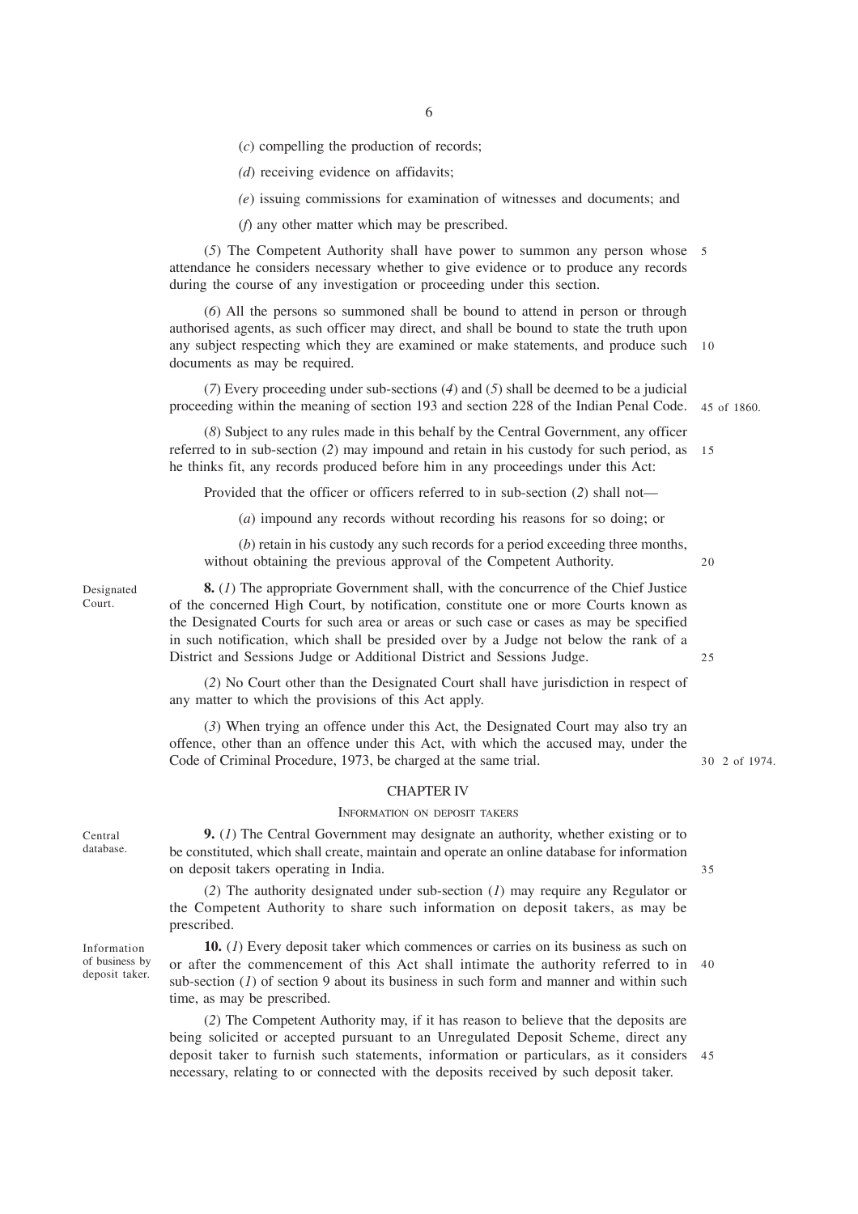(*c*) compelling the production of records;

(*d*) receiving evidence on affidavits;

(*e*) issuing commissions for examination of witnesses and documents; and

(*f*) any other matter which may be prescribed.

(*5*) The Competent Authority shall have power to summon any person whose attendance he considers necessary whether to give evidence or to produce any records during the course of any investigation or proceeding under this section.

(*6*) All the persons so summoned shall be bound to attend in person or through authorised agents, as such officer may direct, and shall be bound to state the truth upon any subject respecting which they are examined or make statements, and produce such documents as may be required.

(*7*) Every proceeding under sub-sections (*4*) and (*5*) shall be deemed to be a judicial proceeding within the meaning of section 193 and section 228 of the Indian Penal Code. (45 of 1860.)

(*8*) Subject to any rules made in this behalf by the Central Government, any officer referred to in sub-section (*2*) may impound and retain in his custody for such period, as he thinks fit, any records produced before him in any proceedings under this Act:

Provided that the officer or officers referred to in sub-section (*2*) shall not—

(*a*) impound any records without recording his reasons for so doing; or

(*b*) retain in his custody any such records for a period exceeding three months, without obtaining the previous approval of the Competent Authority.

*Designated Court.*

**8.** (*1*) The appropriate Government shall, with the concurrence of the Chief Justice of the concerned High Court, by notification, constitute one or more Courts known as the Designated Courts for such area or areas or such case or cases as may be specified in such notification, which shall be presided over by a Judge not below the rank of a District and Sessions Judge or Additional District and Sessions Judge.

(*2*) No Court other than the Designated Court shall have jurisdiction in respect of any matter to which the provisions of this Act apply.

(*3*) When trying an offence under this Act, the Designated Court may also try an offence, other than an offence under this Act, with which the accused may, under the Code of Criminal Procedure, 1973, be charged at the same trial. (2 of 1974.)

## CHAPTER IV

### INFORMATION ON DEPOSIT TAKERS

*Central database.*

**9.** (*1*) The Central Government may designate an authority, whether existing or to be constituted, which shall create, maintain and operate an online database for information on deposit takers operating in India.

(*2*) The authority designated under sub-section (*1*) may require any Regulator or the Competent Authority to share such information on deposit takers, as may be prescribed.

*Information of business by deposit taker.*

**10.** (*1*) Every deposit taker which commences or carries on its business as such on or after the commencement of this Act shall intimate the authority referred to in sub-section (*1*) of section 9 about its business in such form and manner and within such time, as may be prescribed.

(*2*) The Competent Authority may, if it has reason to believe that the deposits are being solicited or accepted pursuant to an Unregulated Deposit Scheme, direct any deposit taker to furnish such statements, information or particulars, as it considers necessary, relating to or connected with the deposits received by such deposit taker.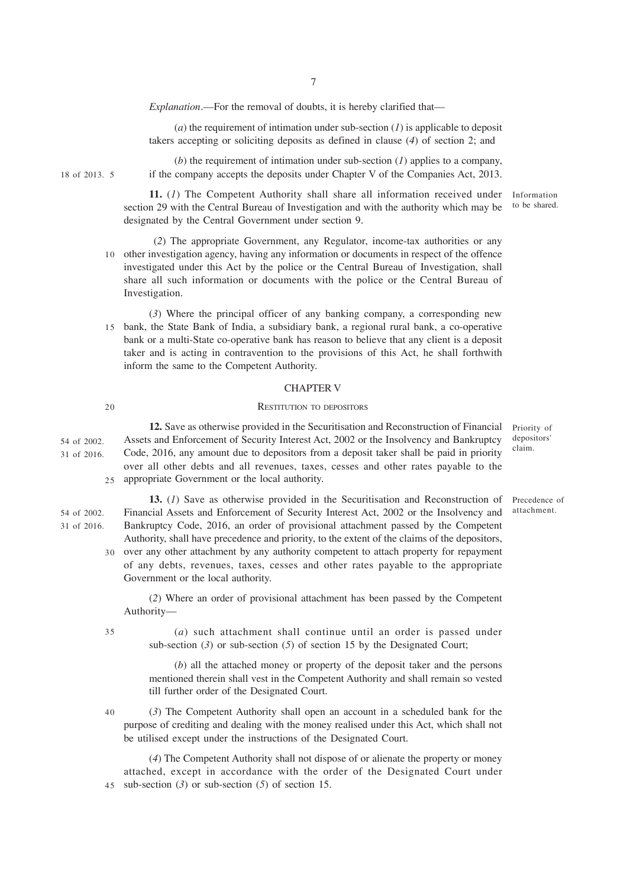*Explanation*.—For the removal of doubts, it is hereby clarified that—

(*a*) the requirement of intimation under sub-section (*1*) is applicable to deposit takers accepting or soliciting deposits as defined in clause (*4*) of section 2; and

(*b*) the requirement of intimation under sub-section (*1*) applies to a company, if the company accepts the deposits under Chapter V of the Companies Act, 2013.

18 of 2013.

Information to be shared.

**11.** (*1*) The Competent Authority shall share all information received under section 29 with the Central Bureau of Investigation and with the authority which may be designated by the Central Government under section 9.

(*2*) The appropriate Government, any Regulator, income-tax authorities or any other investigation agency, having any information or documents in respect of the offence investigated under this Act by the police or the Central Bureau of Investigation, shall share all such information or documents with the police or the Central Bureau of Investigation.

(*3*) Where the principal officer of any banking company, a corresponding new bank, the State Bank of India, a subsidiary bank, a regional rural bank, a co-operative bank or a multi-State co-operative bank has reason to believe that any client is a deposit taker and is acting in contravention to the provisions of this Act, he shall forthwith inform the same to the Competent Authority.

## CHAPTER V

### RESTITUTION TO DEPOSITORS

Priority of depositors' claim.

54 of 2002.
31 of 2016.

**12.** Save as otherwise provided in the Securitisation and Reconstruction of Financial Assets and Enforcement of Security Interest Act, 2002 or the Insolvency and Bankruptcy Code, 2016, any amount due to depositors from a deposit taker shall be paid in priority over all other debts and all revenues, taxes, cesses and other rates payable to the appropriate Government or the local authority.

Precedence of attachment.

54 of 2002.
31 of 2016.

**13.** (*1*) Save as otherwise provided in the Securitisation and Reconstruction of Financial Assets and Enforcement of Security Interest Act, 2002 or the Insolvency and Bankruptcy Code, 2016, an order of provisional attachment passed by the Competent Authority, shall have precedence and priority, to the extent of the claims of the depositors, over any other attachment by any authority competent to attach property for repayment of any debts, revenues, taxes, cesses and other rates payable to the appropriate Government or the local authority.

(*2*) Where an order of provisional attachment has been passed by the Competent Authority—

(*a*) such attachment shall continue until an order is passed under sub-section (*3*) or sub-section (*5*) of section 15 by the Designated Court;

(*b*) all the attached money or property of the deposit taker and the persons mentioned therein shall vest in the Competent Authority and shall remain so vested till further order of the Designated Court.

(*3*) The Competent Authority shall open an account in a scheduled bank for the purpose of crediting and dealing with the money realised under this Act, which shall not be utilised except under the instructions of the Designated Court.

(*4*) The Competent Authority shall not dispose of or alienate the property or money attached, except in accordance with the order of the Designated Court under sub-section (*3*) or sub-section (*5*) of section 15.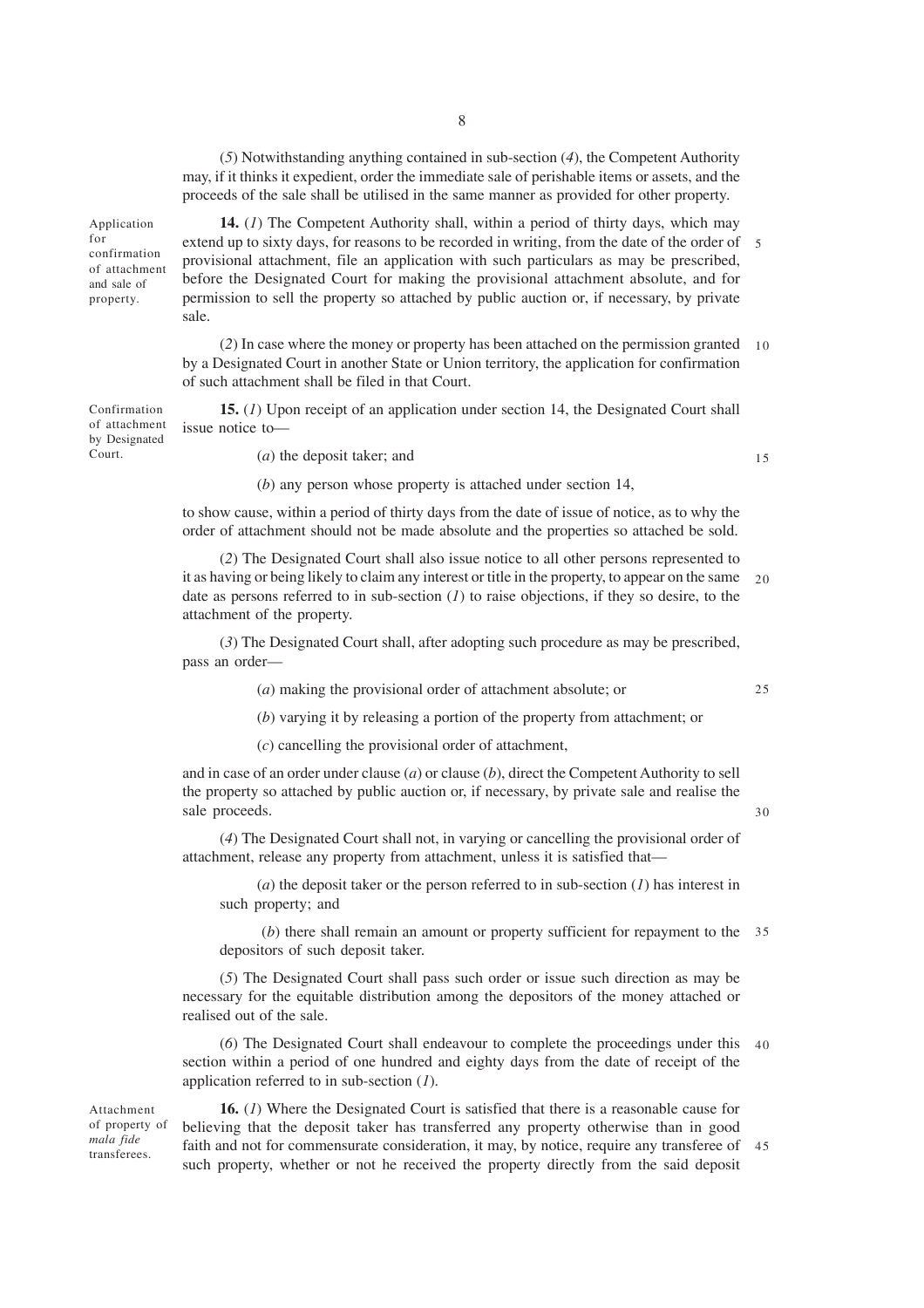(*5*) Notwithstanding anything contained in sub-section (*4*), the Competent Authority may, if it thinks it expedient, order the immediate sale of perishable items or assets, and the proceeds of the sale shall be utilised in the same manner as provided for other property.

*Application for confirmation of attachment and sale of property.*

**14.** (*1*) The Competent Authority shall, within a period of thirty days, which may extend up to sixty days, for reasons to be recorded in writing, from the date of the order of provisional attachment, file an application with such particulars as may be prescribed, before the Designated Court for making the provisional attachment absolute, and for permission to sell the property so attached by public auction or, if necessary, by private sale.

(*2*) In case where the money or property has been attached on the permission granted by a Designated Court in another State or Union territory, the application for confirmation of such attachment shall be filed in that Court.

*Confirmation of attachment by Designated Court.*

**15.** (*1*) Upon receipt of an application under section 14, the Designated Court shall issue notice to—

(*a*) the deposit taker; and

(*b*) any person whose property is attached under section 14,

to show cause, within a period of thirty days from the date of issue of notice, as to why the order of attachment should not be made absolute and the properties so attached be sold.

(*2*) The Designated Court shall also issue notice to all other persons represented to it as having or being likely to claim any interest or title in the property, to appear on the same date as persons referred to in sub-section (*1*) to raise objections, if they so desire, to the attachment of the property.

(*3*) The Designated Court shall, after adopting such procedure as may be prescribed, pass an order—

(*a*) making the provisional order of attachment absolute; or

(*b*) varying it by releasing a portion of the property from attachment; or

(*c*) cancelling the provisional order of attachment,

and in case of an order under clause (*a*) or clause (*b*), direct the Competent Authority to sell the property so attached by public auction or, if necessary, by private sale and realise the sale proceeds.

(*4*) The Designated Court shall not, in varying or cancelling the provisional order of attachment, release any property from attachment, unless it is satisfied that—

(*a*) the deposit taker or the person referred to in sub-section (*1*) has interest in such property; and

(*b*) there shall remain an amount or property sufficient for repayment to the depositors of such deposit taker.

(*5*) The Designated Court shall pass such order or issue such direction as may be necessary for the equitable distribution among the depositors of the money attached or realised out of the sale.

(*6*) The Designated Court shall endeavour to complete the proceedings under this section within a period of one hundred and eighty days from the date of receipt of the application referred to in sub-section (*1*).

*Attachment of property of mala fide transferees.*

**16.** (*1*) Where the Designated Court is satisfied that there is a reasonable cause for believing that the deposit taker has transferred any property otherwise than in good faith and not for commensurate consideration, it may, by notice, require any transferee of such property, whether or not he received the property directly from the said deposit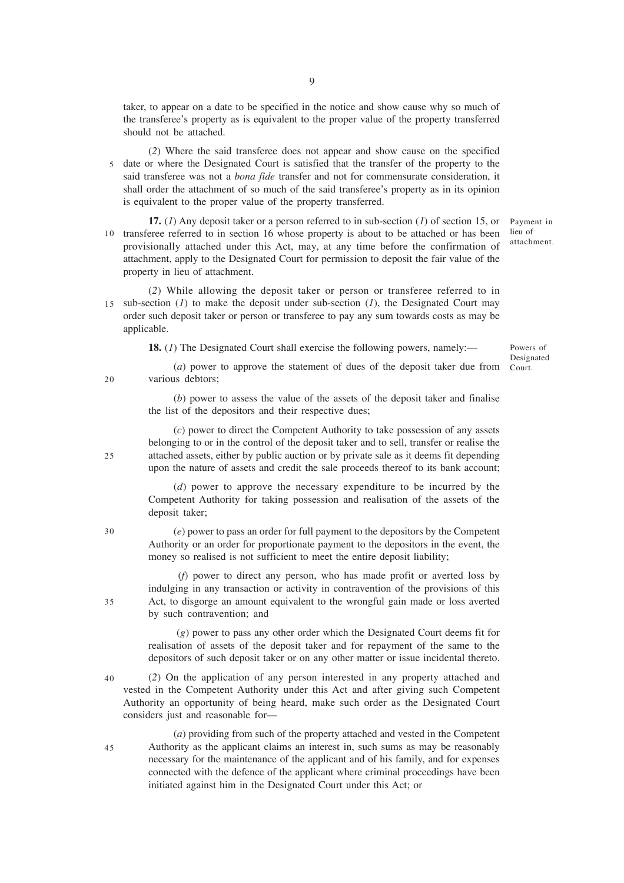taker, to appear on a date to be specified in the notice and show cause why so much of the transferee's property as is equivalent to the proper value of the property transferred should not be attached.

(*2*) Where the said transferee does not appear and show cause on the specified date or where the Designated Court is satisfied that the transfer of the property to the said transferee was not a *bona fide* transfer and not for commensurate consideration, it shall order the attachment of so much of the said transferee's property as in its opinion is equivalent to the proper value of the property transferred.

Payment in lieu of attachment.

**17.** (*1*) Any deposit taker or a person referred to in sub-section (*1*) of section 15, or transferee referred to in section 16 whose property is about to be attached or has been provisionally attached under this Act, may, at any time before the confirmation of attachment, apply to the Designated Court for permission to deposit the fair value of the property in lieu of attachment.

(*2*) While allowing the deposit taker or person or transferee referred to in sub-section (*1*) to make the deposit under sub-section (*1*), the Designated Court may order such deposit taker or person or transferee to pay any sum towards costs as may be applicable.

Powers of Designated Court.

**18.** (*1*) The Designated Court shall exercise the following powers, namely:—

(*a*) power to approve the statement of dues of the deposit taker due from various debtors;

(*b*) power to assess the value of the assets of the deposit taker and finalise the list of the depositors and their respective dues;

(*c*) power to direct the Competent Authority to take possession of any assets belonging to or in the control of the deposit taker and to sell, transfer or realise the attached assets, either by public auction or by private sale as it deems fit depending upon the nature of assets and credit the sale proceeds thereof to its bank account;

(*d*) power to approve the necessary expenditure to be incurred by the Competent Authority for taking possession and realisation of the assets of the deposit taker;

(*e*) power to pass an order for full payment to the depositors by the Competent Authority or an order for proportionate payment to the depositors in the event, the money so realised is not sufficient to meet the entire deposit liability;

(*f*) power to direct any person, who has made profit or averted loss by indulging in any transaction or activity in contravention of the provisions of this Act, to disgorge an amount equivalent to the wrongful gain made or loss averted by such contravention; and

(*g*) power to pass any other order which the Designated Court deems fit for realisation of assets of the deposit taker and for repayment of the same to the depositors of such deposit taker or on any other matter or issue incidental thereto.

(*2*) On the application of any person interested in any property attached and vested in the Competent Authority under this Act and after giving such Competent Authority an opportunity of being heard, make such order as the Designated Court considers just and reasonable for—

(*a*) providing from such of the property attached and vested in the Competent Authority as the applicant claims an interest in, such sums as may be reasonably necessary for the maintenance of the applicant and of his family, and for expenses connected with the defence of the applicant where criminal proceedings have been initiated against him in the Designated Court under this Act; or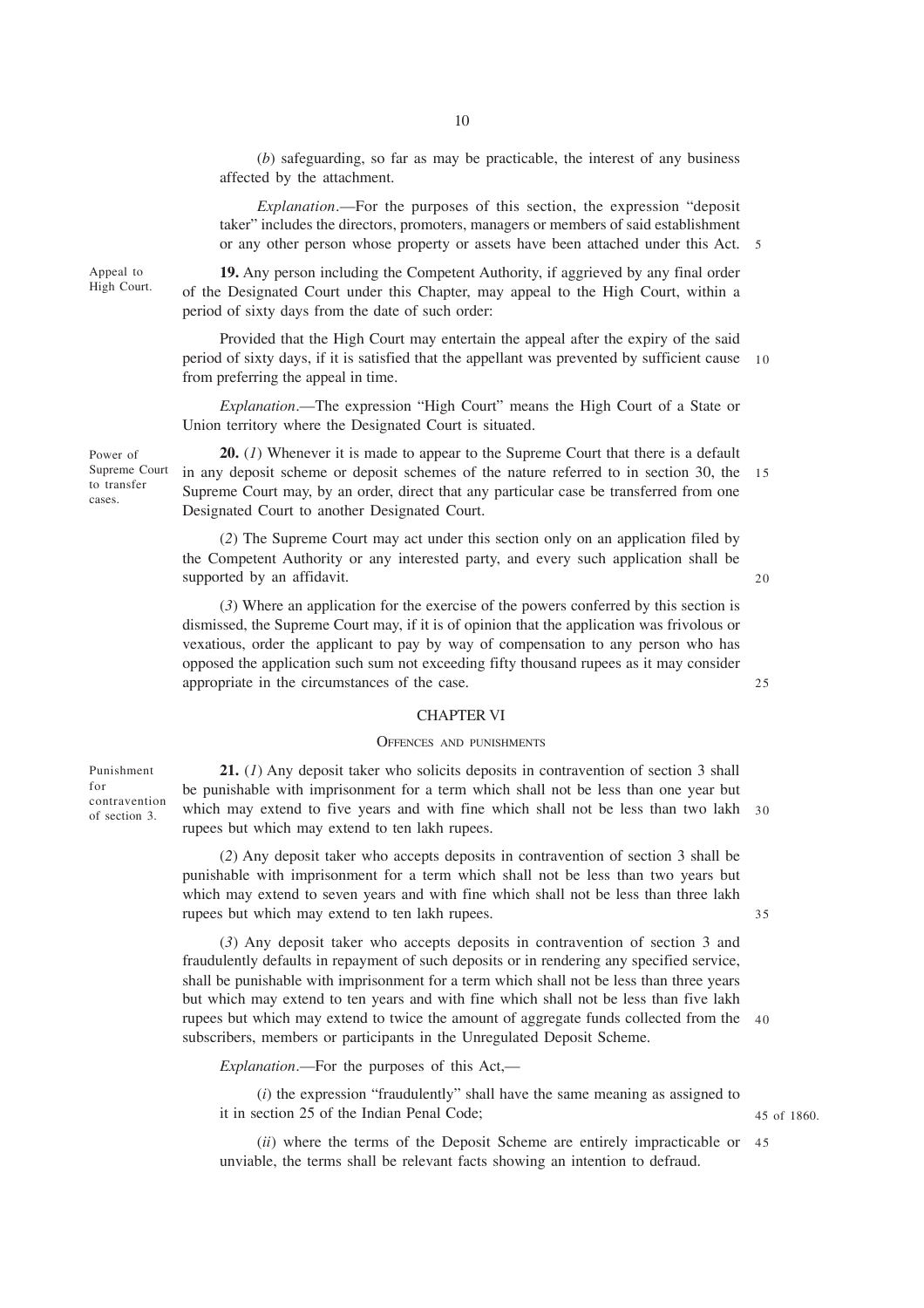(*b*) safeguarding, so far as may be practicable, the interest of any business affected by the attachment.

*Explanation*.—For the purposes of this section, the expression "deposit taker" includes the directors, promoters, managers or members of said establishment or any other person whose property or assets have been attached under this Act.

Appeal to High Court.

**19.** Any person including the Competent Authority, if aggrieved by any final order of the Designated Court under this Chapter, may appeal to the High Court, within a period of sixty days from the date of such order:

Provided that the High Court may entertain the appeal after the expiry of the said period of sixty days, if it is satisfied that the appellant was prevented by sufficient cause from preferring the appeal in time.

*Explanation*.—The expression "High Court" means the High Court of a State or Union territory where the Designated Court is situated.

Power of Supreme Court to transfer cases.

**20.** (*1*) Whenever it is made to appear to the Supreme Court that there is a default in any deposit scheme or deposit schemes of the nature referred to in section 30, the Supreme Court may, by an order, direct that any particular case be transferred from one Designated Court to another Designated Court.

(*2*) The Supreme Court may act under this section only on an application filed by the Competent Authority or any interested party, and every such application shall be supported by an affidavit.

(*3*) Where an application for the exercise of the powers conferred by this section is dismissed, the Supreme Court may, if it is of opinion that the application was frivolous or vexatious, order the applicant to pay by way of compensation to any person who has opposed the application such sum not exceeding fifty thousand rupees as it may consider appropriate in the circumstances of the case.

## CHAPTER VI

### OFFENCES AND PUNISHMENTS

Punishment for contravention of section 3.

**21.** (*1*) Any deposit taker who solicits deposits in contravention of section 3 shall be punishable with imprisonment for a term which shall not be less than one year but which may extend to five years and with fine which shall not be less than two lakh rupees but which may extend to ten lakh rupees.

(*2*) Any deposit taker who accepts deposits in contravention of section 3 shall be punishable with imprisonment for a term which shall not be less than two years but which may extend to seven years and with fine which shall not be less than three lakh rupees but which may extend to ten lakh rupees.

(*3*) Any deposit taker who accepts deposits in contravention of section 3 and fraudulently defaults in repayment of such deposits or in rendering any specified service, shall be punishable with imprisonment for a term which shall not be less than three years but which may extend to ten years and with fine which shall not be less than five lakh rupees but which may extend to twice the amount of aggregate funds collected from the subscribers, members or participants in the Unregulated Deposit Scheme.

*Explanation*.—For the purposes of this Act,—

(*i*) the expression "fraudulently" shall have the same meaning as assigned to it in section 25 of the Indian Penal Code;

45 of 1860.

(*ii*) where the terms of the Deposit Scheme are entirely impracticable or unviable, the terms shall be relevant facts showing an intention to defraud.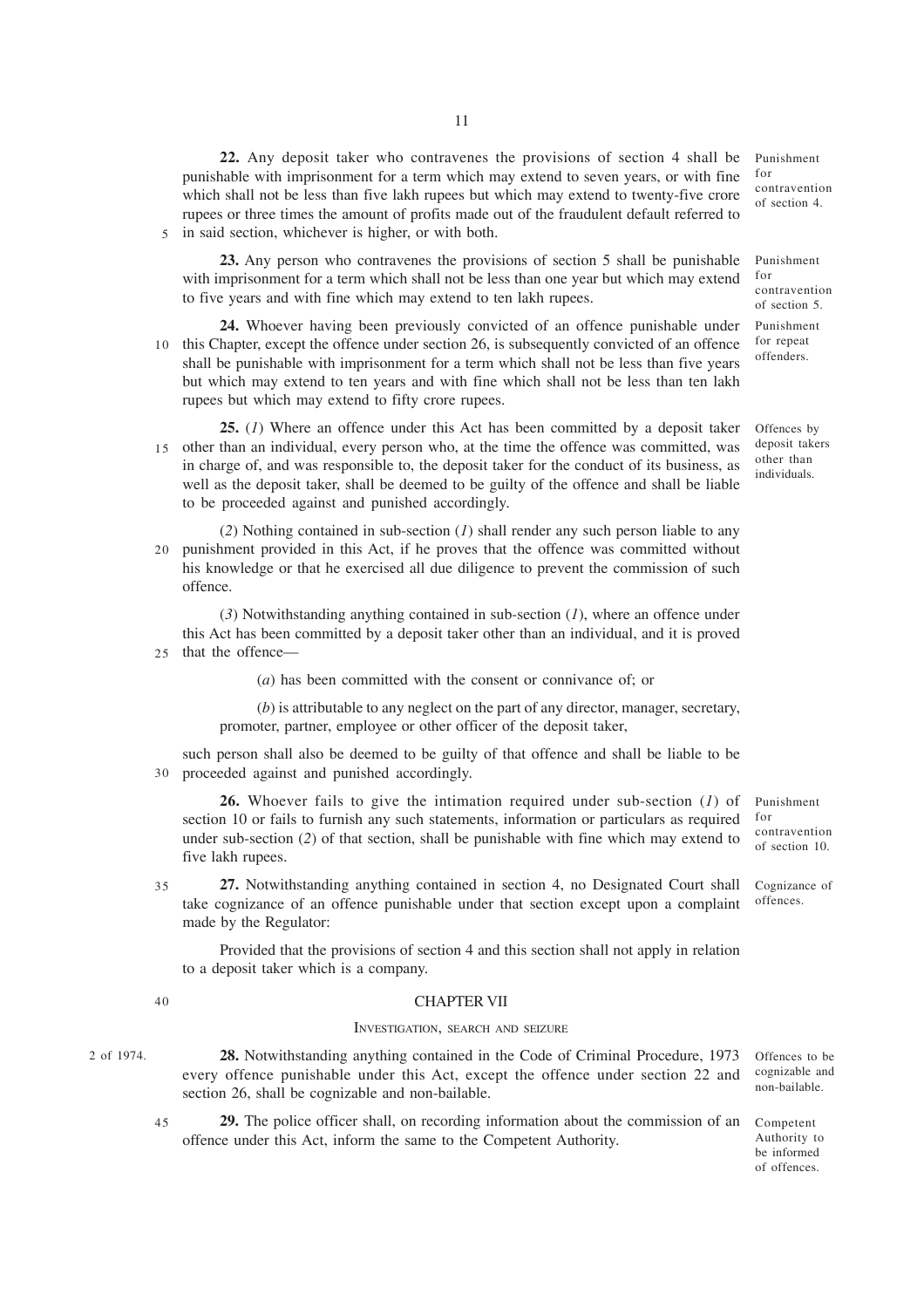**22.** Any deposit taker who contravenes the provisions of section 4 shall be punishable with imprisonment for a term which may extend to seven years, or with fine which shall not be less than five lakh rupees but which may extend to twenty-five crore rupees or three times the amount of profits made out of the fraudulent default referred to in said section, whichever is higher, or with both.

*Punishment for contravention of section 4.*

**23.** Any person who contravenes the provisions of section 5 shall be punishable with imprisonment for a term which shall not be less than one year but which may extend to five years and with fine which may extend to ten lakh rupees.

*Punishment for contravention of section 5.*

**24.** Whoever having been previously convicted of an offence punishable under this Chapter, except the offence under section 26, is subsequently convicted of an offence shall be punishable with imprisonment for a term which shall not be less than five years but which may extend to ten years and with fine which shall not be less than ten lakh rupees but which may extend to fifty crore rupees.

*Punishment for repeat offenders.*

**25.** (*1*) Where an offence under this Act has been committed by a deposit taker other than an individual, every person who, at the time the offence was committed, was in charge of, and was responsible to, the deposit taker for the conduct of its business, as well as the deposit taker, shall be deemed to be guilty of the offence and shall be liable to be proceeded against and punished accordingly.

*Offences by deposit takers other than individuals.*

(*2*) Nothing contained in sub-section (*1*) shall render any such person liable to any punishment provided in this Act, if he proves that the offence was committed without his knowledge or that he exercised all due diligence to prevent the commission of such offence.

(*3*) Notwithstanding anything contained in sub-section (*1*), where an offence under this Act has been committed by a deposit taker other than an individual, and it is proved that the offence—

(*a*) has been committed with the consent or connivance of; or

(*b*) is attributable to any neglect on the part of any director, manager, secretary, promoter, partner, employee or other officer of the deposit taker,

such person shall also be deemed to be guilty of that offence and shall be liable to be proceeded against and punished accordingly.

**26.** Whoever fails to give the intimation required under sub-section (*1*) of section 10 or fails to furnish any such statements, information or particulars as required under sub-section (*2*) of that section, shall be punishable with fine which may extend to five lakh rupees.

*Punishment for contravention of section 10.*

**27.** Notwithstanding anything contained in section 4, no Designated Court shall take cognizance of an offence punishable under that section except upon a complaint made by the Regulator:

*Cognizance of offences.*

Provided that the provisions of section 4 and this section shall not apply in relation to a deposit taker which is a company.

## CHAPTER VII

### INVESTIGATION, SEARCH AND SEIZURE

**28.** Notwithstanding anything contained in the Code of Criminal Procedure, 1973 every offence punishable under this Act, except the offence under section 22 and section 26, shall be cognizable and non-bailable.

*2 of 1974.*

*Offences to be cognizable and non-bailable.*

**29.** The police officer shall, on recording information about the commission of an offence under this Act, inform the same to the Competent Authority.

*Competent Authority to be informed of offences.*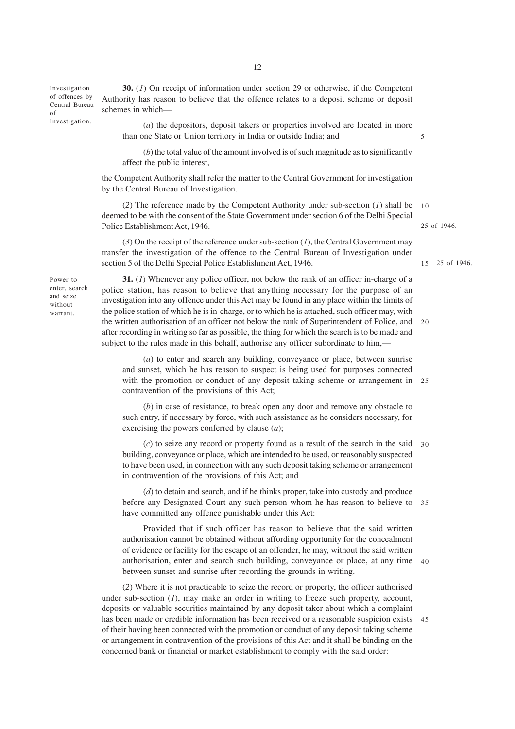**Investigation of offences by Central Bureau of Investigation.**

**30.** (*1*) On receipt of information under section 29 or otherwise, if the Competent Authority has reason to believe that the offence relates to a deposit scheme or deposit schemes in which—

(*a*) the depositors, deposit takers or properties involved are located in more than one State or Union territory in India or outside India; and

(*b*) the total value of the amount involved is of such magnitude as to significantly affect the public interest,

the Competent Authority shall refer the matter to the Central Government for investigation by the Central Bureau of Investigation.

(*2*) The reference made by the Competent Authority under sub-section (*1*) shall be deemed to be with the consent of the State Government under section 6 of the Delhi Special Police Establishment Act, 1946.

25 of 1946.

(*3*) On the receipt of the reference under sub-section (*1*), the Central Government may transfer the investigation of the offence to the Central Bureau of Investigation under section 5 of the Delhi Special Police Establishment Act, 1946.

25 of 1946.

**Power to enter, search and seize without warrant.**

**31.** (*1*) Whenever any police officer, not below the rank of an officer in-charge of a police station, has reason to believe that anything necessary for the purpose of an investigation into any offence under this Act may be found in any place within the limits of the police station of which he is in-charge, or to which he is attached, such officer may, with the written authorisation of an officer not below the rank of Superintendent of Police, and after recording in writing so far as possible, the thing for which the search is to be made and subject to the rules made in this behalf, authorise any officer subordinate to him,—

(*a*) to enter and search any building, conveyance or place, between sunrise and sunset, which he has reason to suspect is being used for purposes connected with the promotion or conduct of any deposit taking scheme or arrangement in contravention of the provisions of this Act;

(*b*) in case of resistance, to break open any door and remove any obstacle to such entry, if necessary by force, with such assistance as he considers necessary, for exercising the powers conferred by clause (*a*);

(*c*) to seize any record or property found as a result of the search in the said building, conveyance or place, which are intended to be used, or reasonably suspected to have been used, in connection with any such deposit taking scheme or arrangement in contravention of the provisions of this Act; and

(*d*) to detain and search, and if he thinks proper, take into custody and produce before any Designated Court any such person whom he has reason to believe to have committed any offence punishable under this Act:

Provided that if such officer has reason to believe that the said written authorisation cannot be obtained without affording opportunity for the concealment of evidence or facility for the escape of an offender, he may, without the said written authorisation, enter and search such building, conveyance or place, at any time between sunset and sunrise after recording the grounds in writing.

(*2*) Where it is not practicable to seize the record or property, the officer authorised under sub-section (*1*), may make an order in writing to freeze such property, account, deposits or valuable securities maintained by any deposit taker about which a complaint has been made or credible information has been received or a reasonable suspicion exists of their having been connected with the promotion or conduct of any deposit taking scheme or arrangement in contravention of the provisions of this Act and it shall be binding on the concerned bank or financial or market establishment to comply with the said order: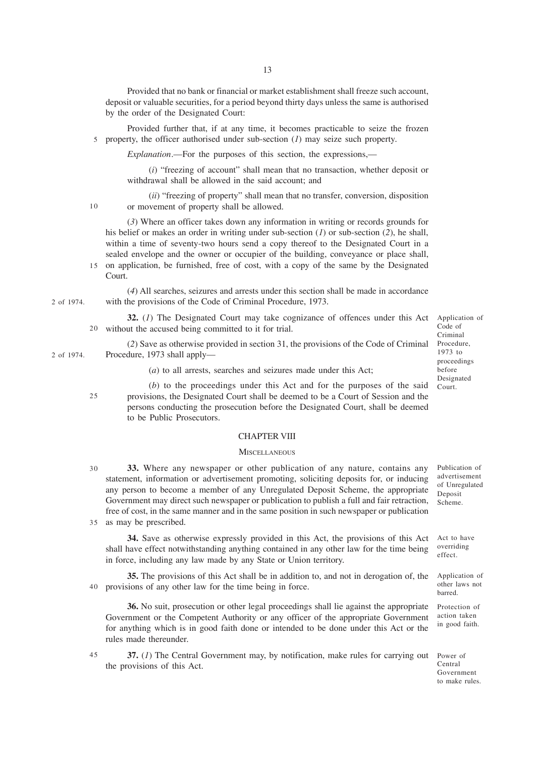Provided that no bank or financial or market establishment shall freeze such account, deposit or valuable securities, for a period beyond thirty days unless the same is authorised by the order of the Designated Court:

Provided further that, if at any time, it becomes practicable to seize the frozen property, the officer authorised under sub-section (*1*) may seize such property.

*Explanation*.—For the purposes of this section, the expressions,—

(*i*) "freezing of account" shall mean that no transaction, whether deposit or withdrawal shall be allowed in the said account; and

(*ii*) "freezing of property" shall mean that no transfer, conversion, disposition or movement of property shall be allowed.

(*3*) Where an officer takes down any information in writing or records grounds for his belief or makes an order in writing under sub-section (*1*) or sub-section (*2*), he shall, within a time of seventy-two hours send a copy thereof to the Designated Court in a sealed envelope and the owner or occupier of the building, conveyance or place shall, on application, be furnished, free of cost, with a copy of the same by the Designated Court.

(*4*) All searches, seizures and arrests under this section shall be made in accordance with the provisions of the Code of Criminal Procedure, 1973. (2 of 1974.)

Application of Code of Criminal Procedure, 1973 to proceedings before Designated Court.

**32.** (*1*) The Designated Court may take cognizance of offences under this Act without the accused being committed to it for trial.

(*2*) Save as otherwise provided in section 31, the provisions of the Code of Criminal Procedure, 1973 shall apply— (2 of 1974.)

(*a*) to all arrests, searches and seizures made under this Act;

(*b*) to the proceedings under this Act and for the purposes of the said provisions, the Designated Court shall be deemed to be a Court of Session and the persons conducting the prosecution before the Designated Court, shall be deemed to be Public Prosecutors.

## CHAPTER VIII

### MISCELLANEOUS

Publication of advertisement of Unregulated Deposit Scheme.

**33.** Where any newspaper or other publication of any nature, contains any statement, information or advertisement promoting, soliciting deposits for, or inducing any person to become a member of any Unregulated Deposit Scheme, the appropriate Government may direct such newspaper or publication to publish a full and fair retraction, free of cost, in the same manner and in the same position in such newspaper or publication as may be prescribed.

Act to have overriding effect.

**34.** Save as otherwise expressly provided in this Act, the provisions of this Act shall have effect notwithstanding anything contained in any other law for the time being in force, including any law made by any State or Union territory.

Application of other laws not barred.

**35.** The provisions of this Act shall be in addition to, and not in derogation of, the provisions of any other law for the time being in force.

Protection of action taken in good faith.

**36.** No suit, prosecution or other legal proceedings shall lie against the appropriate Government or the Competent Authority or any officer of the appropriate Government for anything which is in good faith done or intended to be done under this Act or the rules made thereunder.

Power of Central Government to make rules.

**37.** (*1*) The Central Government may, by notification, make rules for carrying out the provisions of this Act.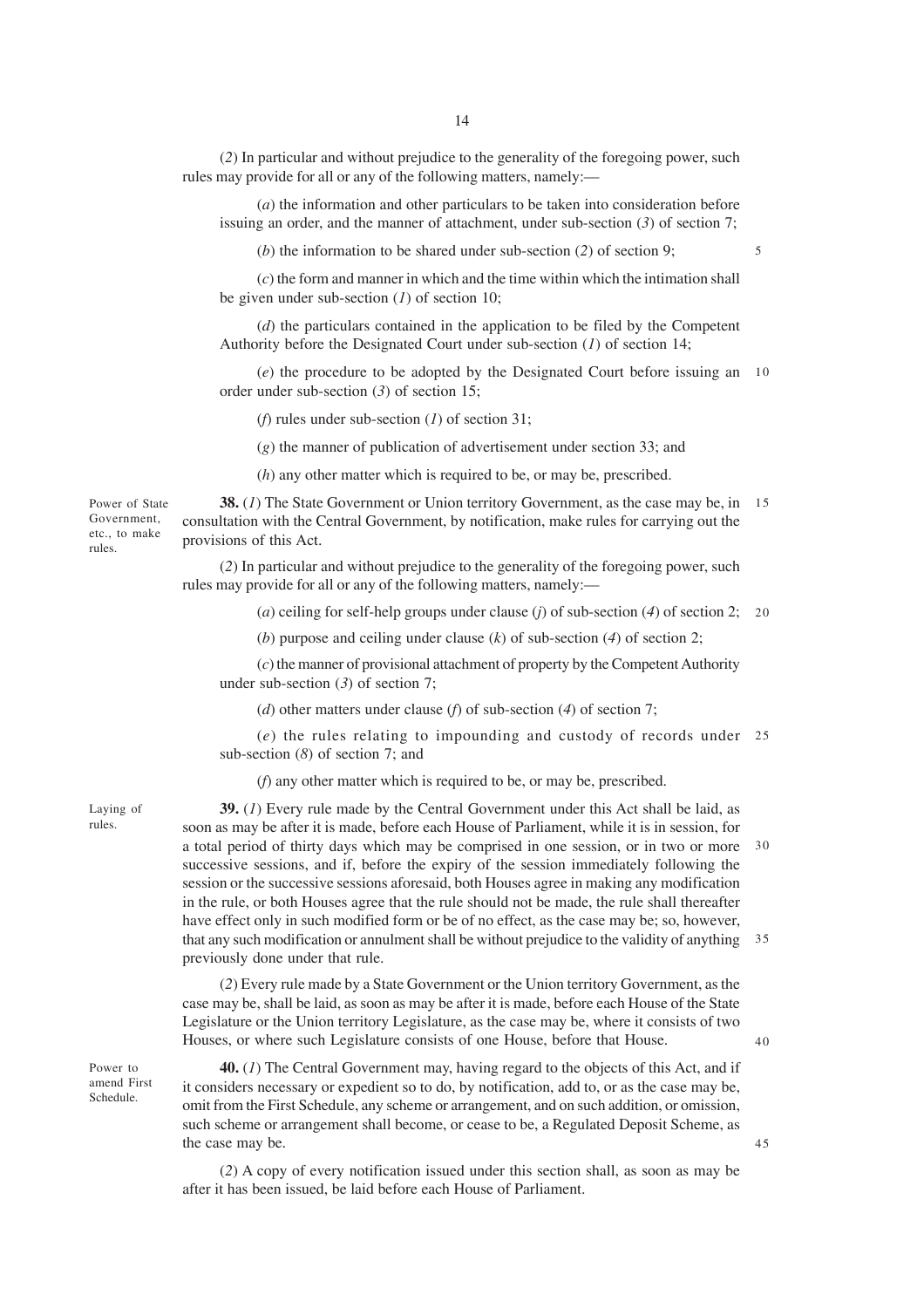(*2*) In particular and without prejudice to the generality of the foregoing power, such rules may provide for all or any of the following matters, namely:—

(*a*) the information and other particulars to be taken into consideration before issuing an order, and the manner of attachment, under sub-section (*3*) of section 7;

(*b*) the information to be shared under sub-section (*2*) of section 9;

(*c*) the form and manner in which and the time within which the intimation shall be given under sub-section (*1*) of section 10;

(*d*) the particulars contained in the application to be filed by the Competent Authority before the Designated Court under sub-section (*1*) of section 14;

(*e*) the procedure to be adopted by the Designated Court before issuing an order under sub-section (*3*) of section 15;

(*f*) rules under sub-section (*1*) of section 31;

(*g*) the manner of publication of advertisement under section 33; and

(*h*) any other matter which is required to be, or may be, prescribed.

*Power of State Government, etc., to make rules.*

**38.** (*1*) The State Government or Union territory Government, as the case may be, in consultation with the Central Government, by notification, make rules for carrying out the provisions of this Act.

(*2*) In particular and without prejudice to the generality of the foregoing power, such rules may provide for all or any of the following matters, namely:—

(*a*) ceiling for self-help groups under clause (*j*) of sub-section (*4*) of section 2;

(*b*) purpose and ceiling under clause (*k*) of sub-section (*4*) of section 2;

(*c*) the manner of provisional attachment of property by the Competent Authority under sub-section (*3*) of section 7;

(*d*) other matters under clause (*f*) of sub-section (*4*) of section 7;

(*e*) the rules relating to impounding and custody of records under sub-section (*8*) of section 7; and

(*f*) any other matter which is required to be, or may be, prescribed.

*Laying of rules.*

**39.** (*1*) Every rule made by the Central Government under this Act shall be laid, as soon as may be after it is made, before each House of Parliament, while it is in session, for a total period of thirty days which may be comprised in one session, or in two or more successive sessions, and if, before the expiry of the session immediately following the session or the successive sessions aforesaid, both Houses agree in making any modification in the rule, or both Houses agree that the rule should not be made, the rule shall thereafter have effect only in such modified form or be of no effect, as the case may be; so, however, that any such modification or annulment shall be without prejudice to the validity of anything previously done under that rule.

(*2*) Every rule made by a State Government or the Union territory Government, as the case may be, shall be laid, as soon as may be after it is made, before each House of the State Legislature or the Union territory Legislature, as the case may be, where it consists of two Houses, or where such Legislature consists of one House, before that House.

*Power to amend First Schedule.*

**40.** (*1*) The Central Government may, having regard to the objects of this Act, and if it considers necessary or expedient so to do, by notification, add to, or as the case may be, omit from the First Schedule, any scheme or arrangement, and on such addition, or omission, such scheme or arrangement shall become, or cease to be, a Regulated Deposit Scheme, as the case may be.

(*2*) A copy of every notification issued under this section shall, as soon as may be after it has been issued, be laid before each House of Parliament.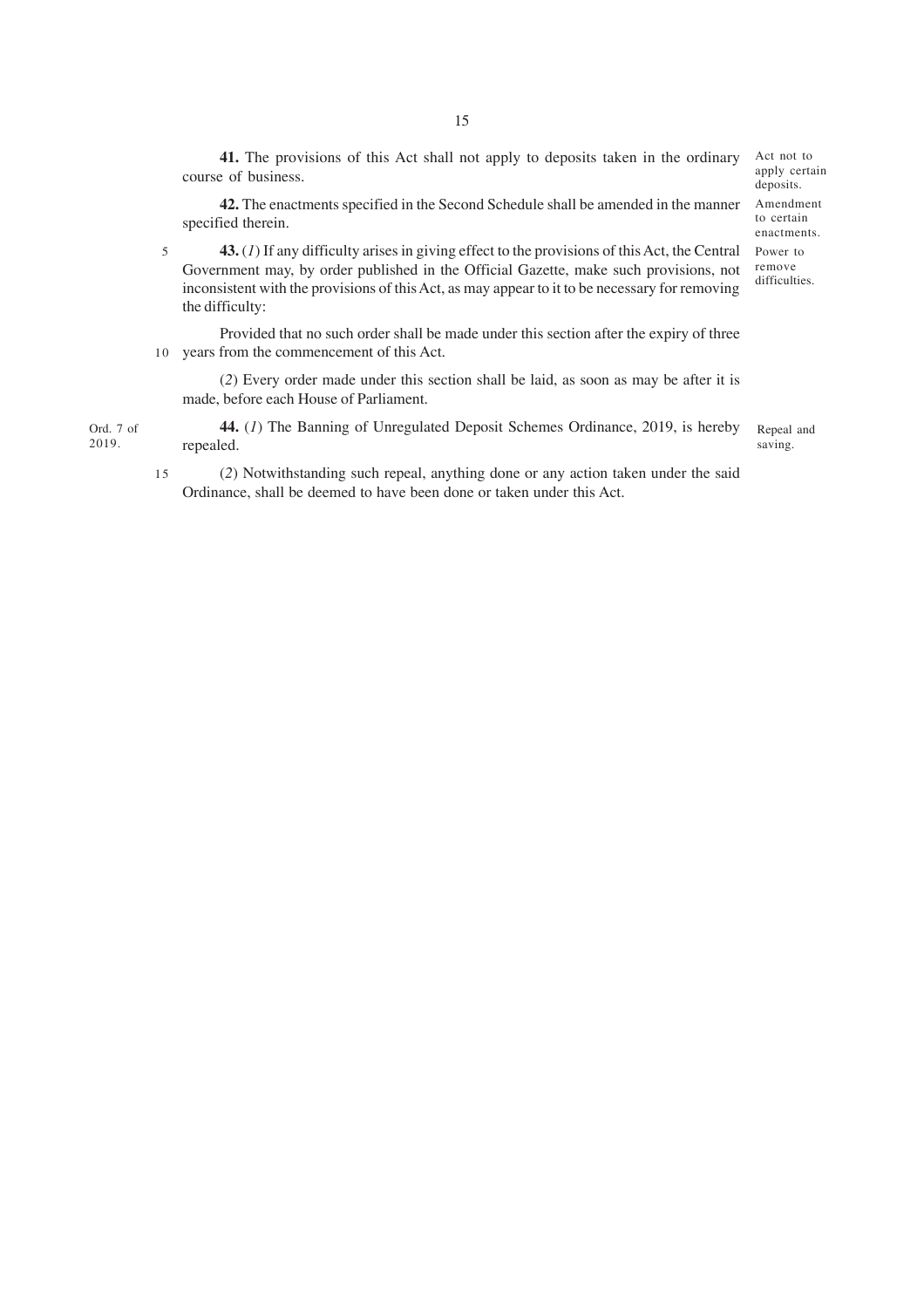**41.** The provisions of this Act shall not apply to deposits taken in the ordinary course of business.

Act not to apply certain deposits.

**42.** The enactments specified in the Second Schedule shall be amended in the manner specified therein.

Amendment to certain enactments.

**43.** (*1*) If any difficulty arises in giving effect to the provisions of this Act, the Central Government may, by order published in the Official Gazette, make such provisions, not inconsistent with the provisions of this Act, as may appear to it to be necessary for removing the difficulty:

Power to remove difficulties.

Provided that no such order shall be made under this section after the expiry of three years from the commencement of this Act.

(*2*) Every order made under this section shall be laid, as soon as may be after it is made, before each House of Parliament.

**44.** (*1*) The Banning of Unregulated Deposit Schemes Ordinance, 2019, is hereby repealed.

Ord. 7 of 2019.

Repeal and saving.

(*2*) Notwithstanding such repeal, anything done or any action taken under the said Ordinance, shall be deemed to have been done or taken under this Act.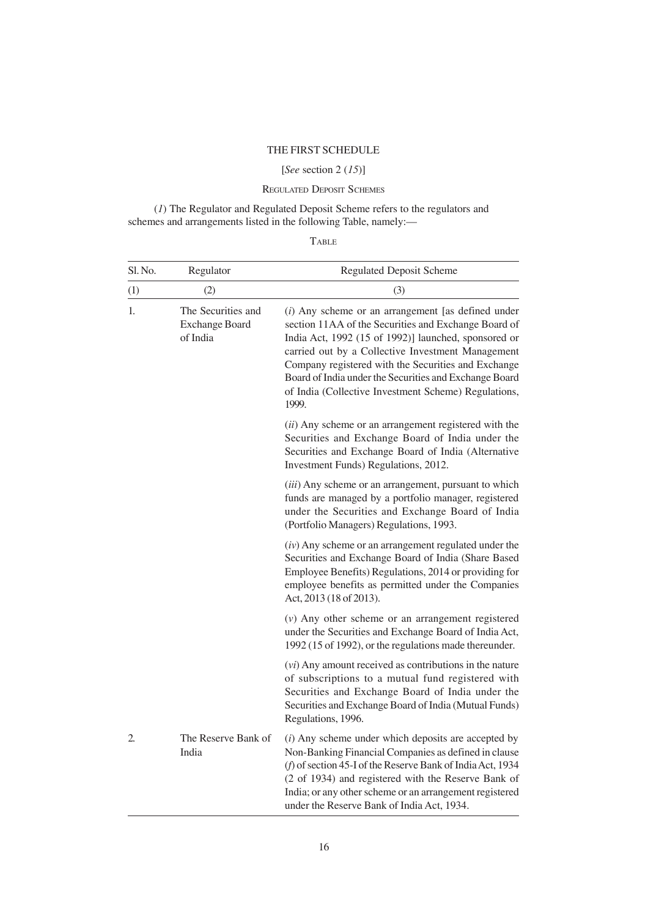# THE FIRST SCHEDULE

[*See* section 2 (*15*)]

## REGULATED DEPOSIT SCHEMES

(*1*) The Regulator and Regulated Deposit Scheme refers to the regulators and schemes and arrangements listed in the following Table, namely:—

TABLE

| Sl. No. | Regulator | Regulated Deposit Scheme |
|---|---|---|
| (1) | (2) | (3) |
| 1. | The Securities and Exchange Board of India | (*i*) Any scheme or an arrangement [as defined under section 11AA of the Securities and Exchange Board of India Act, 1992 (15 of 1992)] launched, sponsored or carried out by a Collective Investment Management Company registered with the Securities and Exchange Board of India under the Securities and Exchange Board of India (Collective Investment Scheme) Regulations, 1999. |
| | | (*ii*) Any scheme or an arrangement registered with the Securities and Exchange Board of India under the Securities and Exchange Board of India (Alternative Investment Funds) Regulations, 2012. |
| | | (*iii*) Any scheme or an arrangement, pursuant to which funds are managed by a portfolio manager, registered under the Securities and Exchange Board of India (Portfolio Managers) Regulations, 1993. |
| | | (*iv*) Any scheme or an arrangement regulated under the Securities and Exchange Board of India (Share Based Employee Benefits) Regulations, 2014 or providing for employee benefits as permitted under the Companies Act, 2013 (18 of 2013). |
| | | (*v*) Any other scheme or an arrangement registered under the Securities and Exchange Board of India Act, 1992 (15 of 1992), or the regulations made thereunder. |
| | | (*vi*) Any amount received as contributions in the nature of subscriptions to a mutual fund registered with Securities and Exchange Board of India under the Securities and Exchange Board of India (Mutual Funds) Regulations, 1996. |
| 2. | The Reserve Bank of India | (*i*) Any scheme under which deposits are accepted by Non-Banking Financial Companies as defined in clause (*f*) of section 45-I of the Reserve Bank of India Act, 1934 (2 of 1934) and registered with the Reserve Bank of India; or any other scheme or an arrangement registered under the Reserve Bank of India Act, 1934. |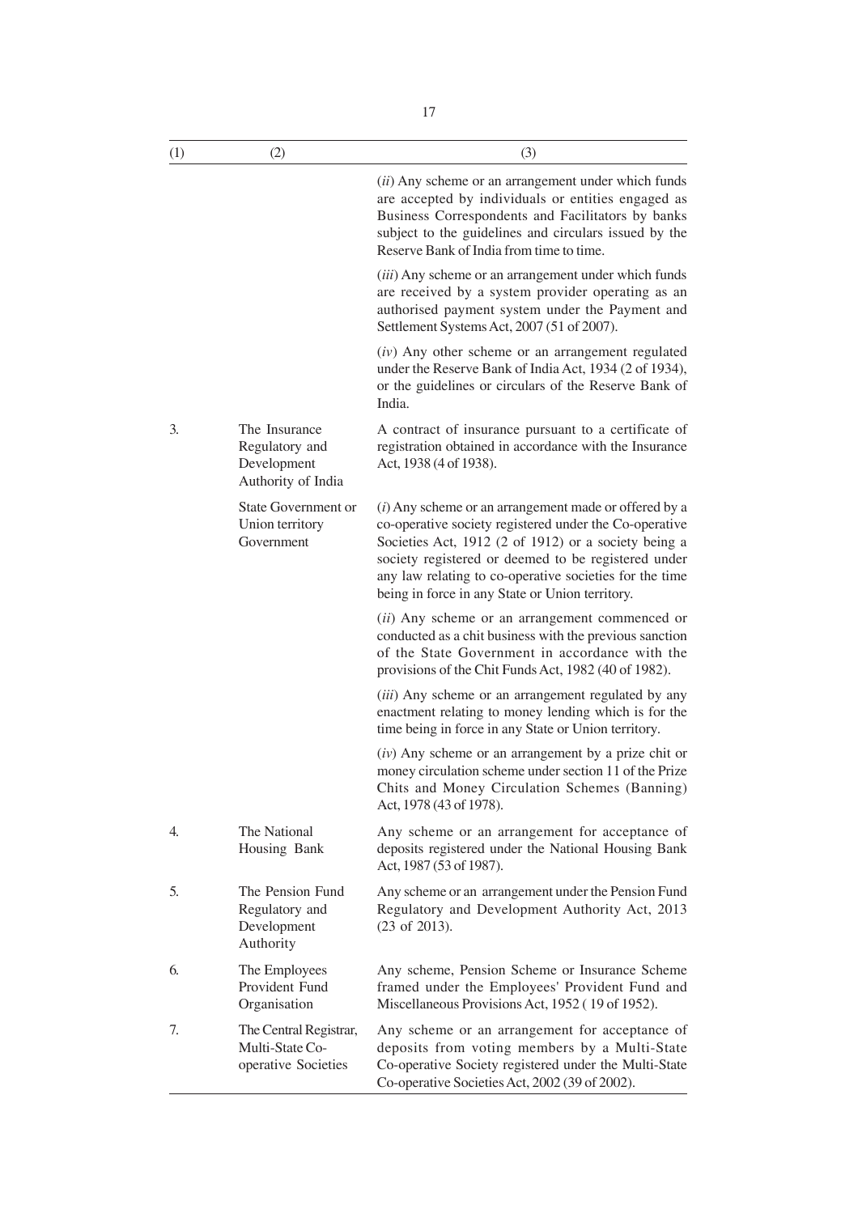| (1) | (2) | (3) |
|---|---|---|
| | | (*ii*) Any scheme or an arrangement under which funds are accepted by individuals or entities engaged as Business Correspondents and Facilitators by banks subject to the guidelines and circulars issued by the Reserve Bank of India from time to time. |
| | | (*iii*) Any scheme or an arrangement under which funds are received by a system provider operating as an authorised payment system under the Payment and Settlement Systems Act, 2007 (51 of 2007). |
| | | (*iv*) Any other scheme or an arrangement regulated under the Reserve Bank of India Act, 1934 (2 of 1934), or the guidelines or circulars of the Reserve Bank of India. |
| 3. | The Insurance Regulatory and Development Authority of India | A contract of insurance pursuant to a certificate of registration obtained in accordance with the Insurance Act, 1938 (4 of 1938). |
| | State Government or Union territory Government | (*i*) Any scheme or an arrangement made or offered by a co-operative society registered under the Co-operative Societies Act, 1912 (2 of 1912) or a society being a society registered or deemed to be registered under any law relating to co-operative societies for the time being in force in any State or Union territory. |
| | | (*ii*) Any scheme or an arrangement commenced or conducted as a chit business with the previous sanction of the State Government in accordance with the provisions of the Chit Funds Act, 1982 (40 of 1982). |
| | | (*iii*) Any scheme or an arrangement regulated by any enactment relating to money lending which is for the time being in force in any State or Union territory. |
| | | (*iv*) Any scheme or an arrangement by a prize chit or money circulation scheme under section 11 of the Prize Chits and Money Circulation Schemes (Banning) Act, 1978 (43 of 1978). |
| 4. | The National Housing Bank | Any scheme or an arrangement for acceptance of deposits registered under the National Housing Bank Act, 1987 (53 of 1987). |
| 5. | The Pension Fund Regulatory and Development Authority | Any scheme or an arrangement under the Pension Fund Regulatory and Development Authority Act, 2013 (23 of 2013). |
| 6. | The Employees Provident Fund Organisation | Any scheme, Pension Scheme or Insurance Scheme framed under the Employees' Provident Fund and Miscellaneous Provisions Act, 1952 ( 19 of 1952). |
| 7. | The Central Registrar, Multi-State Co-operative Societies | Any scheme or an arrangement for acceptance of deposits from voting members by a Multi-State Co-operative Society registered under the Multi-State Co-operative Societies Act, 2002 (39 of 2002). |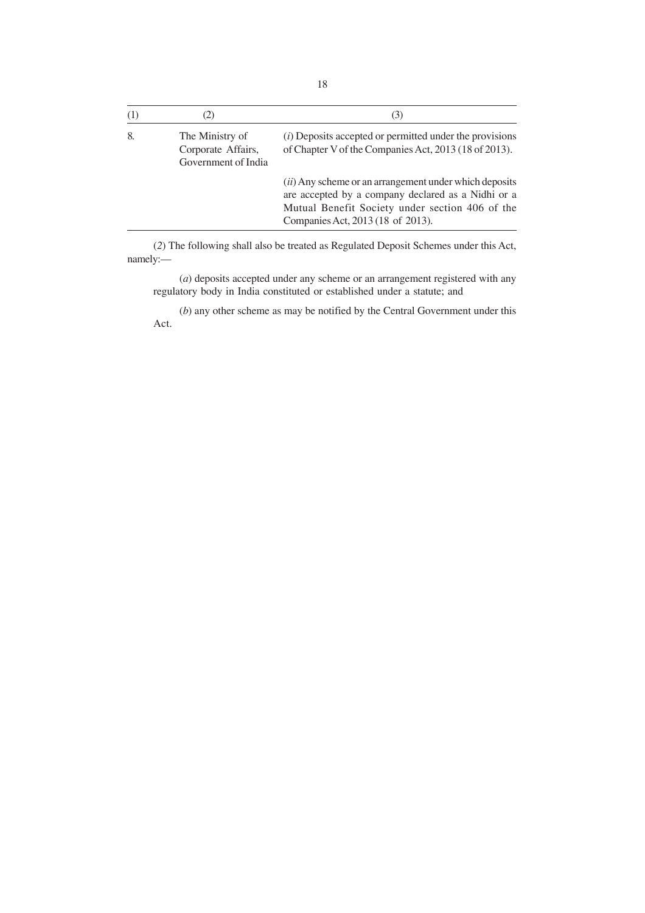| (1) | (2) | (3) |
|---|---|---|
| 8. | The Ministry of Corporate Affairs, Government of India | (*i*) Deposits accepted or permitted under the provisions of Chapter V of the Companies Act, 2013 (18 of 2013). |
| | | (*ii*) Any scheme or an arrangement under which deposits are accepted by a company declared as a Nidhi or a Mutual Benefit Society under section 406 of the Companies Act, 2013 (18 of 2013). |

(*2*) The following shall also be treated as Regulated Deposit Schemes under this Act, namely:—

(*a*) deposits accepted under any scheme or an arrangement registered with any regulatory body in India constituted or established under a statute; and

(*b*) any other scheme as may be notified by the Central Government under this Act.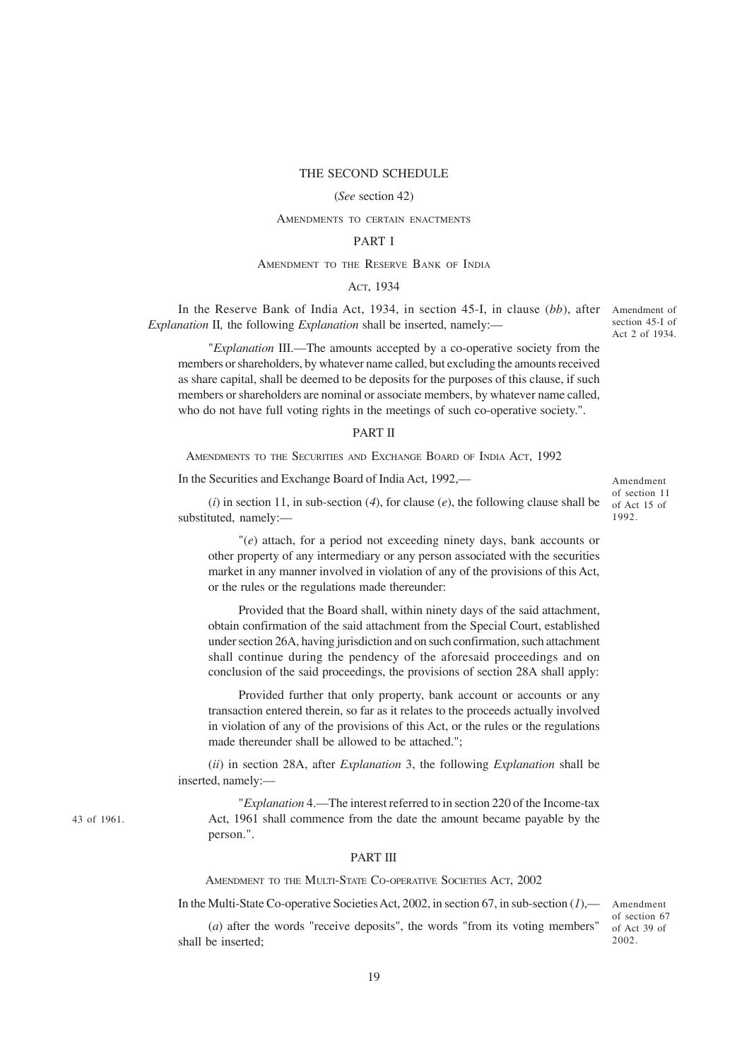# THE SECOND SCHEDULE

(*See* section 42)

AMENDMENTS TO CERTAIN ENACTMENTS

## PART I

AMENDMENT TO THE RESERVE BANK OF INDIA ACT, 1934

Amendment of section 45-I of Act 2 of 1934.

In the Reserve Bank of India Act, 1934, in section 45-I, in clause (*bb*), after *Explanation* II, the following *Explanation* shall be inserted, namely:—

"*Explanation* III.—The amounts accepted by a co-operative society from the members or shareholders, by whatever name called, but excluding the amounts received as share capital, shall be deemed to be deposits for the purposes of this clause, if such members or shareholders are nominal or associate members, by whatever name called, who do not have full voting rights in the meetings of such co-operative society.".

## PART II

AMENDMENTS TO THE SECURITIES AND EXCHANGE BOARD OF INDIA ACT, 1992

In the Securities and Exchange Board of India Act, 1992,—

Amendment of section 11 of Act 15 of 1992.

(*i*) in section 11, in sub-section (*4*), for clause (*e*), the following clause shall be substituted, namely:—

"(*e*) attach, for a period not exceeding ninety days, bank accounts or other property of any intermediary or any person associated with the securities market in any manner involved in violation of any of the provisions of this Act, or the rules or the regulations made thereunder:

Provided that the Board shall, within ninety days of the said attachment, obtain confirmation of the said attachment from the Special Court, established under section 26A, having jurisdiction and on such confirmation, such attachment shall continue during the pendency of the aforesaid proceedings and on conclusion of the said proceedings, the provisions of section 28A shall apply:

Provided further that only property, bank account or accounts or any transaction entered therein, so far as it relates to the proceeds actually involved in violation of any of the provisions of this Act, or the rules or the regulations made thereunder shall be allowed to be attached.";

(*ii*) in section 28A, after *Explanation* 3, the following *Explanation* shall be inserted, namely:—

43 of 1961.

"*Explanation* 4.—The interest referred to in section 220 of the Income-tax Act, 1961 shall commence from the date the amount became payable by the person.".

## PART III

AMENDMENT TO THE MULTI-STATE CO-OPERATIVE SOCIETIES ACT, 2002

Amendment of section 67 of Act 39 of 2002.

In the Multi-State Co-operative Societies Act, 2002, in section 67, in sub-section (*1*),—

(*a*) after the words "receive deposits", the words "from its voting members" shall be inserted;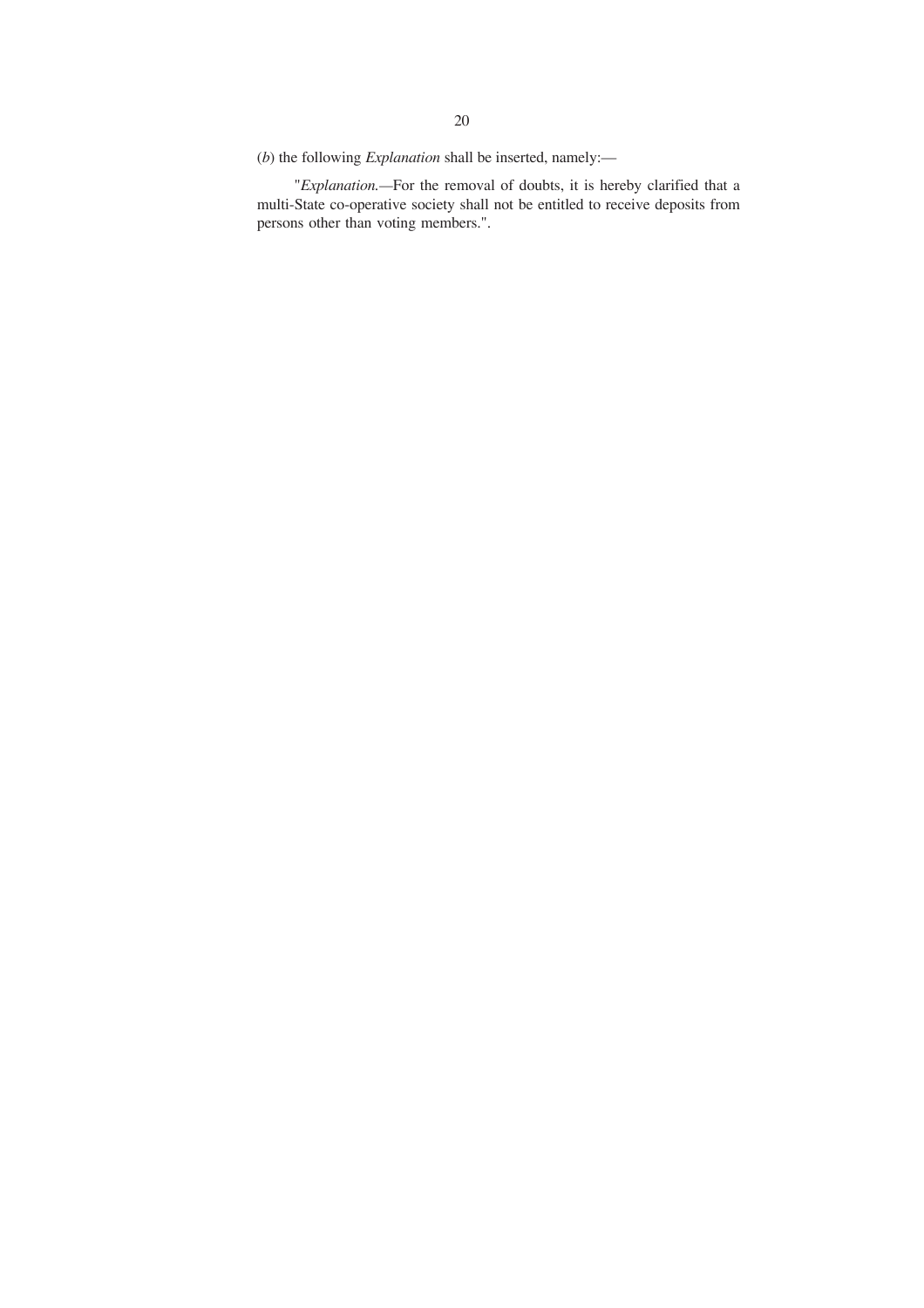(*b*) the following *Explanation* shall be inserted, namely:—

"*Explanation.*—For the removal of doubts, it is hereby clarified that a multi-State co-operative society shall not be entitled to receive deposits from persons other than voting members.".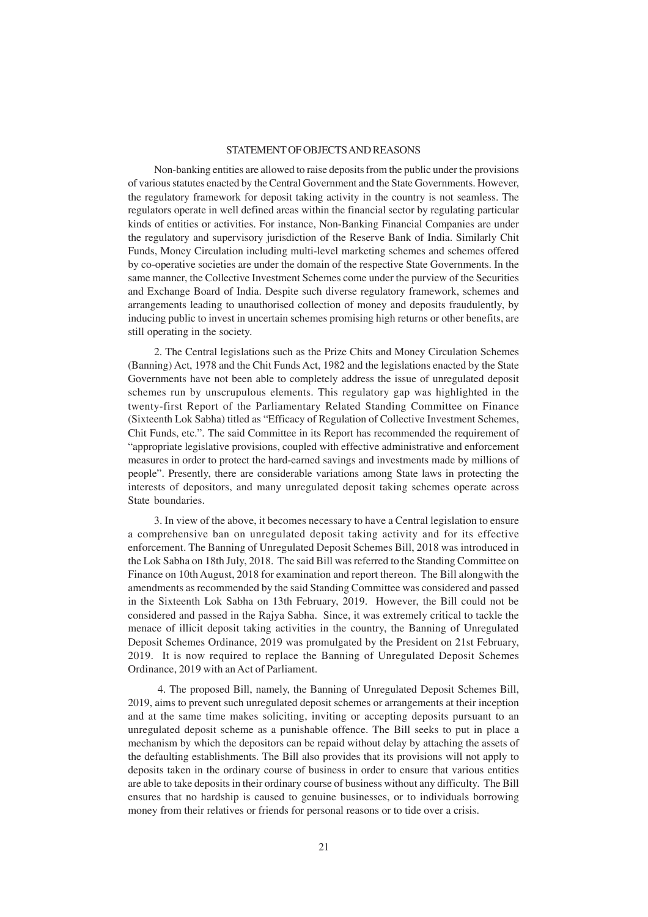## STATEMENT OF OBJECTS AND REASONS

Non-banking entities are allowed to raise deposits from the public under the provisions of various statutes enacted by the Central Government and the State Governments. However, the regulatory framework for deposit taking activity in the country is not seamless. The regulators operate in well defined areas within the financial sector by regulating particular kinds of entities or activities. For instance, Non-Banking Financial Companies are under the regulatory and supervisory jurisdiction of the Reserve Bank of India. Similarly Chit Funds, Money Circulation including multi-level marketing schemes and schemes offered by co-operative societies are under the domain of the respective State Governments. In the same manner, the Collective Investment Schemes come under the purview of the Securities and Exchange Board of India. Despite such diverse regulatory framework, schemes and arrangements leading to unauthorised collection of money and deposits fraudulently, by inducing public to invest in uncertain schemes promising high returns or other benefits, are still operating in the society.

2. The Central legislations such as the Prize Chits and Money Circulation Schemes (Banning) Act, 1978 and the Chit Funds Act, 1982 and the legislations enacted by the State Governments have not been able to completely address the issue of unregulated deposit schemes run by unscrupulous elements. This regulatory gap was highlighted in the twenty-first Report of the Parliamentary Related Standing Committee on Finance (Sixteenth Lok Sabha) titled as "Efficacy of Regulation of Collective Investment Schemes, Chit Funds, etc.". The said Committee in its Report has recommended the requirement of "appropriate legislative provisions, coupled with effective administrative and enforcement measures in order to protect the hard-earned savings and investments made by millions of people". Presently, there are considerable variations among State laws in protecting the interests of depositors, and many unregulated deposit taking schemes operate across State boundaries.

3. In view of the above, it becomes necessary to have a Central legislation to ensure a comprehensive ban on unregulated deposit taking activity and for its effective enforcement. The Banning of Unregulated Deposit Schemes Bill, 2018 was introduced in the Lok Sabha on 18th July, 2018. The said Bill was referred to the Standing Committee on Finance on 10th August, 2018 for examination and report thereon. The Bill alongwith the amendments as recommended by the said Standing Committee was considered and passed in the Sixteenth Lok Sabha on 13th February, 2019. However, the Bill could not be considered and passed in the Rajya Sabha. Since, it was extremely critical to tackle the menace of illicit deposit taking activities in the country, the Banning of Unregulated Deposit Schemes Ordinance, 2019 was promulgated by the President on 21st February, 2019. It is now required to replace the Banning of Unregulated Deposit Schemes Ordinance, 2019 with an Act of Parliament.

4. The proposed Bill, namely, the Banning of Unregulated Deposit Schemes Bill, 2019, aims to prevent such unregulated deposit schemes or arrangements at their inception and at the same time makes soliciting, inviting or accepting deposits pursuant to an unregulated deposit scheme as a punishable offence. The Bill seeks to put in place a mechanism by which the depositors can be repaid without delay by attaching the assets of the defaulting establishments. The Bill also provides that its provisions will not apply to deposits taken in the ordinary course of business in order to ensure that various entities are able to take deposits in their ordinary course of business without any difficulty. The Bill ensures that no hardship is caused to genuine businesses, or to individuals borrowing money from their relatives or friends for personal reasons or to tide over a crisis.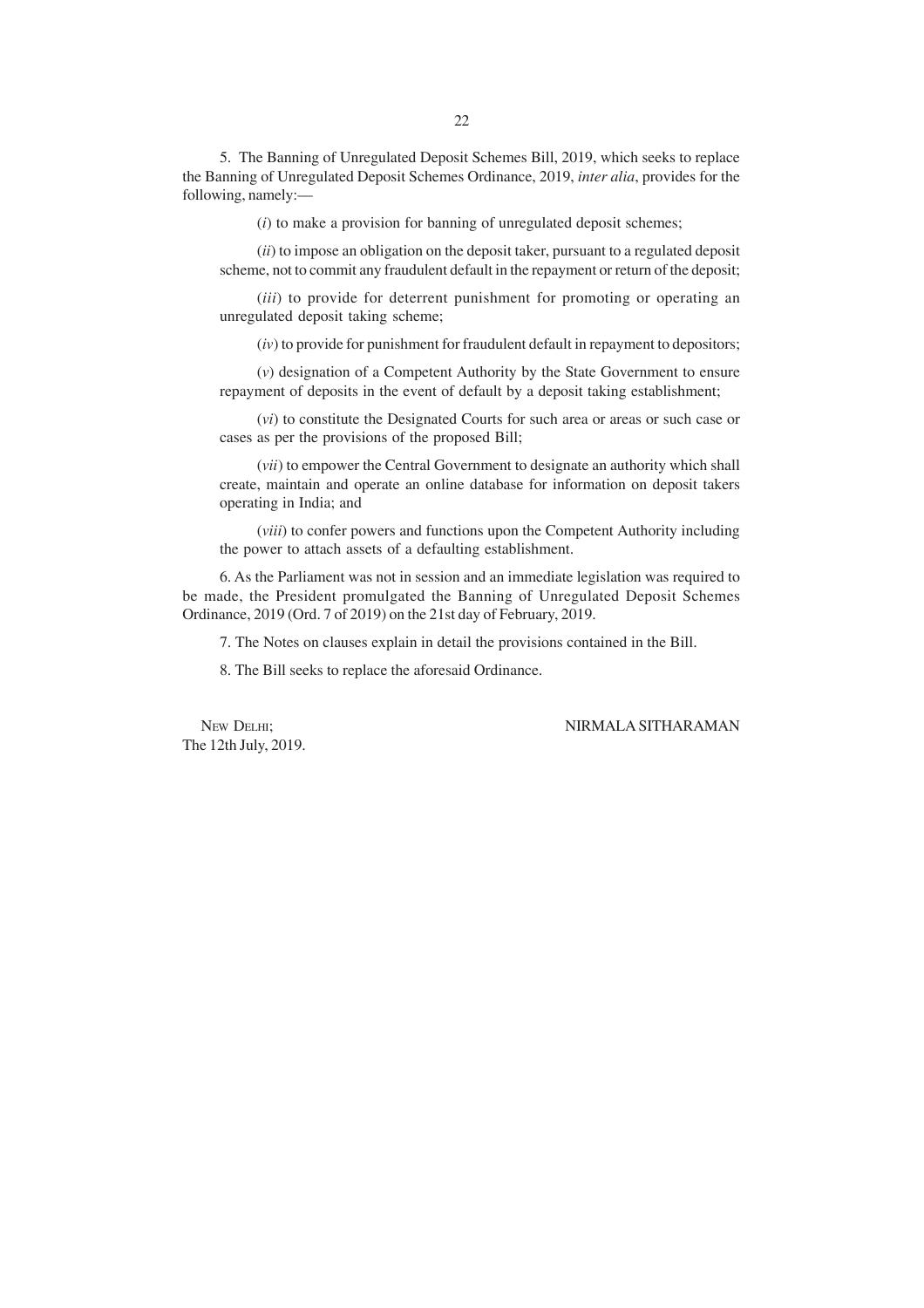5. The Banning of Unregulated Deposit Schemes Bill, 2019, which seeks to replace the Banning of Unregulated Deposit Schemes Ordinance, 2019, *inter alia*, provides for the following, namely:—

(*i*) to make a provision for banning of unregulated deposit schemes;

(*ii*) to impose an obligation on the deposit taker, pursuant to a regulated deposit scheme, not to commit any fraudulent default in the repayment or return of the deposit;

(*iii*) to provide for deterrent punishment for promoting or operating an unregulated deposit taking scheme;

(*iv*) to provide for punishment for fraudulent default in repayment to depositors;

(*v*) designation of a Competent Authority by the State Government to ensure repayment of deposits in the event of default by a deposit taking establishment;

(*vi*) to constitute the Designated Courts for such area or areas or such case or cases as per the provisions of the proposed Bill;

(*vii*) to empower the Central Government to designate an authority which shall create, maintain and operate an online database for information on deposit takers operating in India; and

(*viii*) to confer powers and functions upon the Competent Authority including the power to attach assets of a defaulting establishment.

6. As the Parliament was not in session and an immediate legislation was required to be made, the President promulgated the Banning of Unregulated Deposit Schemes Ordinance, 2019 (Ord. 7 of 2019) on the 21st day of February, 2019.

7. The Notes on clauses explain in detail the provisions contained in the Bill.

8. The Bill seeks to replace the aforesaid Ordinance.

NEW DELHI;
The 12th July, 2019.

NIRMALA SITHARAMAN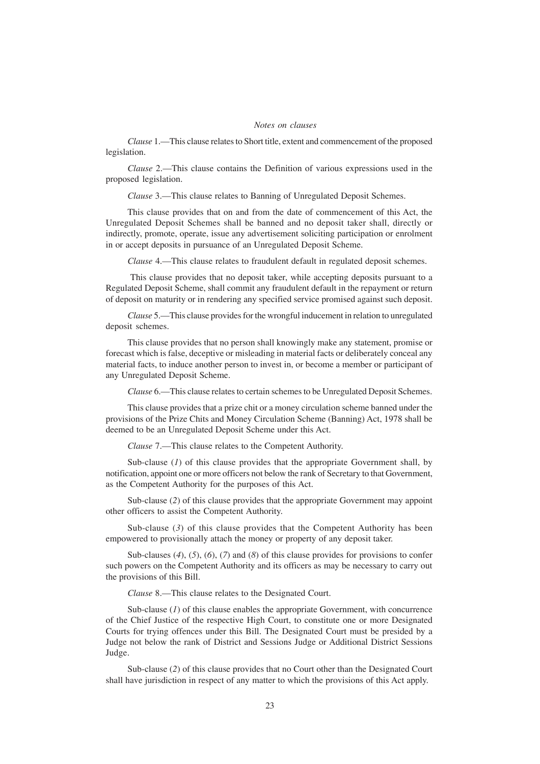*Notes on clauses*

*Clause* 1.—This clause relates to Short title, extent and commencement of the proposed legislation.

*Clause* 2.—This clause contains the Definition of various expressions used in the proposed legislation.

*Clause* 3.—This clause relates to Banning of Unregulated Deposit Schemes.

This clause provides that on and from the date of commencement of this Act, the Unregulated Deposit Schemes shall be banned and no deposit taker shall, directly or indirectly, promote, operate, issue any advertisement soliciting participation or enrolment in or accept deposits in pursuance of an Unregulated Deposit Scheme.

*Clause* 4.—This clause relates to fraudulent default in regulated deposit schemes.

This clause provides that no deposit taker, while accepting deposits pursuant to a Regulated Deposit Scheme, shall commit any fraudulent default in the repayment or return of deposit on maturity or in rendering any specified service promised against such deposit.

*Clause* 5.—This clause provides for the wrongful inducement in relation to unregulated deposit schemes.

This clause provides that no person shall knowingly make any statement, promise or forecast which is false, deceptive or misleading in material facts or deliberately conceal any material facts, to induce another person to invest in, or become a member or participant of any Unregulated Deposit Scheme.

*Clause* 6.—This clause relates to certain schemes to be Unregulated Deposit Schemes.

This clause provides that a prize chit or a money circulation scheme banned under the provisions of the Prize Chits and Money Circulation Scheme (Banning) Act, 1978 shall be deemed to be an Unregulated Deposit Scheme under this Act.

*Clause* 7.—This clause relates to the Competent Authority.

Sub-clause (*1*) of this clause provides that the appropriate Government shall, by notification, appoint one or more officers not below the rank of Secretary to that Government, as the Competent Authority for the purposes of this Act.

Sub-clause (*2*) of this clause provides that the appropriate Government may appoint other officers to assist the Competent Authority.

Sub-clause (*3*) of this clause provides that the Competent Authority has been empowered to provisionally attach the money or property of any deposit taker.

Sub-clauses (*4*), (*5*), (*6*), (*7*) and (*8*) of this clause provides for provisions to confer such powers on the Competent Authority and its officers as may be necessary to carry out the provisions of this Bill.

*Clause* 8.—This clause relates to the Designated Court.

Sub-clause (*1*) of this clause enables the appropriate Government, with concurrence of the Chief Justice of the respective High Court, to constitute one or more Designated Courts for trying offences under this Bill. The Designated Court must be presided by a Judge not below the rank of District and Sessions Judge or Additional District Sessions Judge.

Sub-clause (*2*) of this clause provides that no Court other than the Designated Court shall have jurisdiction in respect of any matter to which the provisions of this Act apply.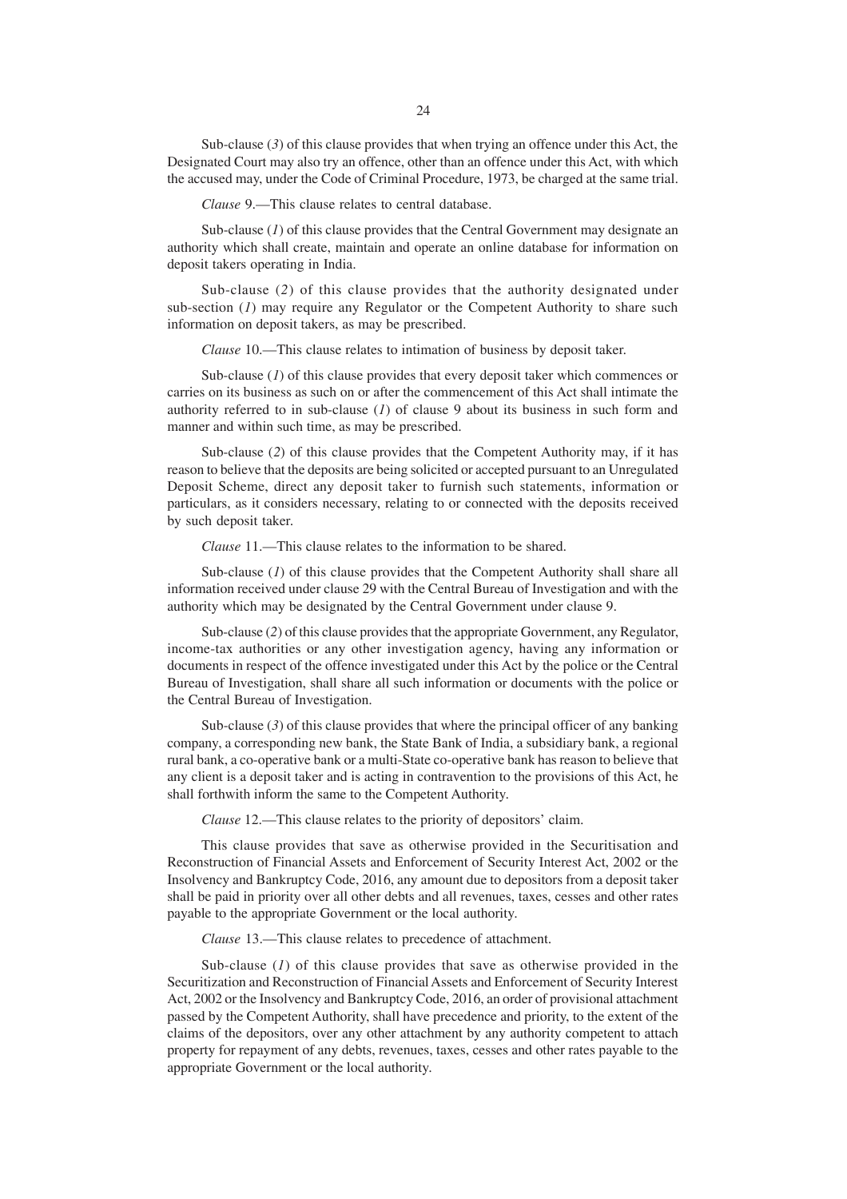Sub-clause (*3*) of this clause provides that when trying an offence under this Act, the Designated Court may also try an offence, other than an offence under this Act, with which the accused may, under the Code of Criminal Procedure, 1973, be charged at the same trial.

*Clause* 9.—This clause relates to central database.

Sub-clause (*1*) of this clause provides that the Central Government may designate an authority which shall create, maintain and operate an online database for information on deposit takers operating in India.

Sub-clause (*2*) of this clause provides that the authority designated under sub-section (*1*) may require any Regulator or the Competent Authority to share such information on deposit takers, as may be prescribed.

*Clause* 10.—This clause relates to intimation of business by deposit taker.

Sub-clause (*1*) of this clause provides that every deposit taker which commences or carries on its business as such on or after the commencement of this Act shall intimate the authority referred to in sub-clause (*1*) of clause 9 about its business in such form and manner and within such time, as may be prescribed.

Sub-clause (*2*) of this clause provides that the Competent Authority may, if it has reason to believe that the deposits are being solicited or accepted pursuant to an Unregulated Deposit Scheme, direct any deposit taker to furnish such statements, information or particulars, as it considers necessary, relating to or connected with the deposits received by such deposit taker.

*Clause* 11.—This clause relates to the information to be shared.

Sub-clause (*1*) of this clause provides that the Competent Authority shall share all information received under clause 29 with the Central Bureau of Investigation and with the authority which may be designated by the Central Government under clause 9.

Sub-clause (*2*) of this clause provides that the appropriate Government, any Regulator, income-tax authorities or any other investigation agency, having any information or documents in respect of the offence investigated under this Act by the police or the Central Bureau of Investigation, shall share all such information or documents with the police or the Central Bureau of Investigation.

Sub-clause (*3*) of this clause provides that where the principal officer of any banking company, a corresponding new bank, the State Bank of India, a subsidiary bank, a regional rural bank, a co-operative bank or a multi-State co-operative bank has reason to believe that any client is a deposit taker and is acting in contravention to the provisions of this Act, he shall forthwith inform the same to the Competent Authority.

*Clause* 12.—This clause relates to the priority of depositors' claim.

This clause provides that save as otherwise provided in the Securitisation and Reconstruction of Financial Assets and Enforcement of Security Interest Act, 2002 or the Insolvency and Bankruptcy Code, 2016, any amount due to depositors from a deposit taker shall be paid in priority over all other debts and all revenues, taxes, cesses and other rates payable to the appropriate Government or the local authority.

*Clause* 13.—This clause relates to precedence of attachment.

Sub-clause (*1*) of this clause provides that save as otherwise provided in the Securitization and Reconstruction of Financial Assets and Enforcement of Security Interest Act, 2002 or the Insolvency and Bankruptcy Code, 2016, an order of provisional attachment passed by the Competent Authority, shall have precedence and priority, to the extent of the claims of the depositors, over any other attachment by any authority competent to attach property for repayment of any debts, revenues, taxes, cesses and other rates payable to the appropriate Government or the local authority.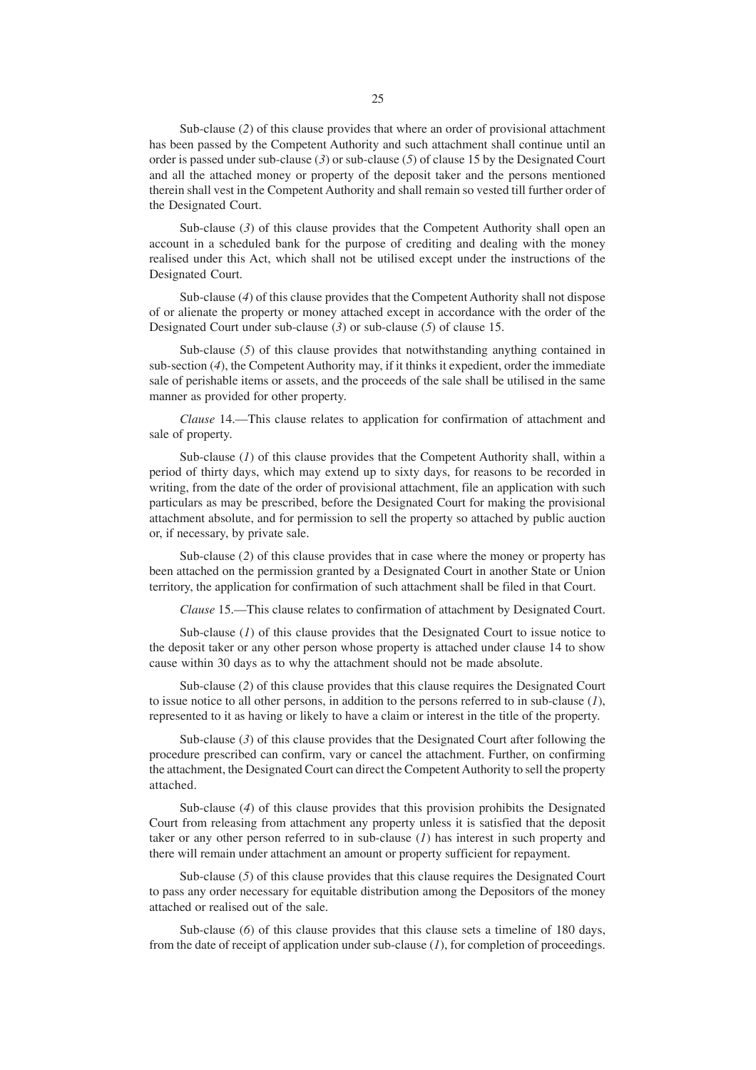Sub-clause (*2*) of this clause provides that where an order of provisional attachment has been passed by the Competent Authority and such attachment shall continue until an order is passed under sub-clause (*3*) or sub-clause (*5*) of clause 15 by the Designated Court and all the attached money or property of the deposit taker and the persons mentioned therein shall vest in the Competent Authority and shall remain so vested till further order of the Designated Court.

Sub-clause (*3*) of this clause provides that the Competent Authority shall open an account in a scheduled bank for the purpose of crediting and dealing with the money realised under this Act, which shall not be utilised except under the instructions of the Designated Court.

Sub-clause (*4*) of this clause provides that the Competent Authority shall not dispose of or alienate the property or money attached except in accordance with the order of the Designated Court under sub-clause (*3*) or sub-clause (*5*) of clause 15.

Sub-clause (*5*) of this clause provides that notwithstanding anything contained in sub-section (*4*), the Competent Authority may, if it thinks it expedient, order the immediate sale of perishable items or assets, and the proceeds of the sale shall be utilised in the same manner as provided for other property.

*Clause* 14.—This clause relates to application for confirmation of attachment and sale of property.

Sub-clause (*1*) of this clause provides that the Competent Authority shall, within a period of thirty days, which may extend up to sixty days, for reasons to be recorded in writing, from the date of the order of provisional attachment, file an application with such particulars as may be prescribed, before the Designated Court for making the provisional attachment absolute, and for permission to sell the property so attached by public auction or, if necessary, by private sale.

Sub-clause (*2*) of this clause provides that in case where the money or property has been attached on the permission granted by a Designated Court in another State or Union territory, the application for confirmation of such attachment shall be filed in that Court.

*Clause* 15.—This clause relates to confirmation of attachment by Designated Court.

Sub-clause (*1*) of this clause provides that the Designated Court to issue notice to the deposit taker or any other person whose property is attached under clause 14 to show cause within 30 days as to why the attachment should not be made absolute.

Sub-clause (*2*) of this clause provides that this clause requires the Designated Court to issue notice to all other persons, in addition to the persons referred to in sub-clause (*1*), represented to it as having or likely to have a claim or interest in the title of the property.

Sub-clause (*3*) of this clause provides that the Designated Court after following the procedure prescribed can confirm, vary or cancel the attachment. Further, on confirming the attachment, the Designated Court can direct the Competent Authority to sell the property attached.

Sub-clause (*4*) of this clause provides that this provision prohibits the Designated Court from releasing from attachment any property unless it is satisfied that the deposit taker or any other person referred to in sub-clause (*1*) has interest in such property and there will remain under attachment an amount or property sufficient for repayment.

Sub-clause (*5*) of this clause provides that this clause requires the Designated Court to pass any order necessary for equitable distribution among the Depositors of the money attached or realised out of the sale.

Sub-clause (*6*) of this clause provides that this clause sets a timeline of 180 days, from the date of receipt of application under sub-clause (*1*), for completion of proceedings.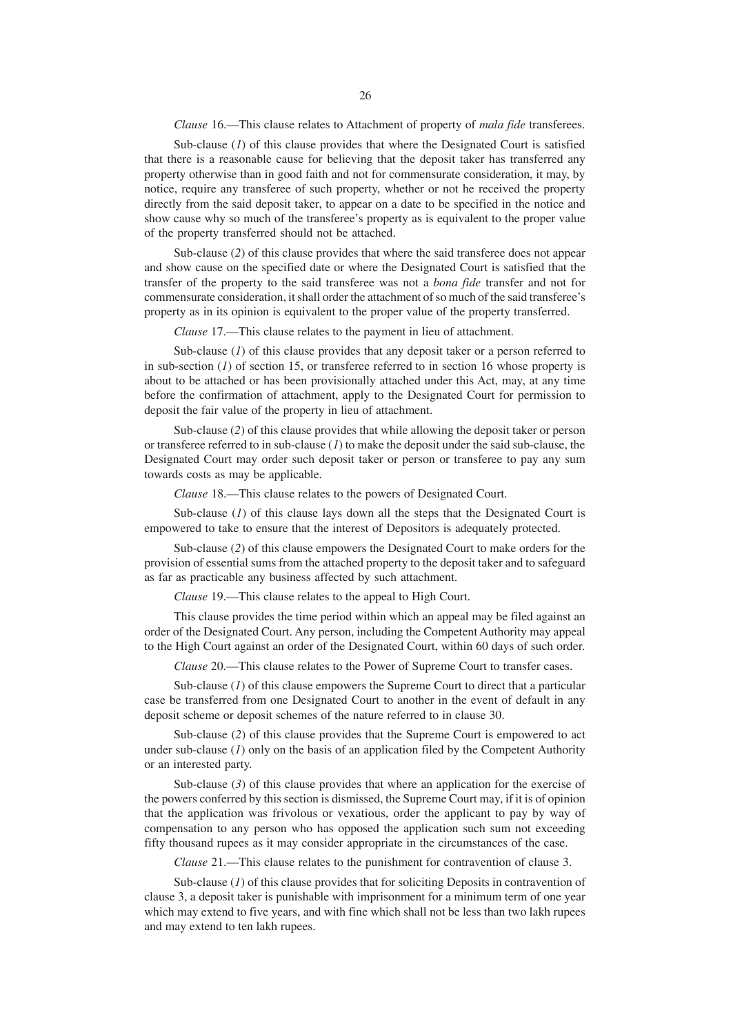*Clause* 16.—This clause relates to Attachment of property of *mala fide* transferees.

Sub-clause (*1*) of this clause provides that where the Designated Court is satisfied that there is a reasonable cause for believing that the deposit taker has transferred any property otherwise than in good faith and not for commensurate consideration, it may, by notice, require any transferee of such property, whether or not he received the property directly from the said deposit taker, to appear on a date to be specified in the notice and show cause why so much of the transferee's property as is equivalent to the proper value of the property transferred should not be attached.

Sub-clause (*2*) of this clause provides that where the said transferee does not appear and show cause on the specified date or where the Designated Court is satisfied that the transfer of the property to the said transferee was not a *bona fide* transfer and not for commensurate consideration, it shall order the attachment of so much of the said transferee's property as in its opinion is equivalent to the proper value of the property transferred.

*Clause* 17.—This clause relates to the payment in lieu of attachment.

Sub-clause (*1*) of this clause provides that any deposit taker or a person referred to in sub-section (*1*) of section 15, or transferee referred to in section 16 whose property is about to be attached or has been provisionally attached under this Act, may, at any time before the confirmation of attachment, apply to the Designated Court for permission to deposit the fair value of the property in lieu of attachment.

Sub-clause (*2*) of this clause provides that while allowing the deposit taker or person or transferee referred to in sub-clause (*1*) to make the deposit under the said sub-clause, the Designated Court may order such deposit taker or person or transferee to pay any sum towards costs as may be applicable.

*Clause* 18.—This clause relates to the powers of Designated Court.

Sub-clause (*1*) of this clause lays down all the steps that the Designated Court is empowered to take to ensure that the interest of Depositors is adequately protected.

Sub-clause (*2*) of this clause empowers the Designated Court to make orders for the provision of essential sums from the attached property to the deposit taker and to safeguard as far as practicable any business affected by such attachment.

*Clause* 19.—This clause relates to the appeal to High Court.

This clause provides the time period within which an appeal may be filed against an order of the Designated Court. Any person, including the Competent Authority may appeal to the High Court against an order of the Designated Court, within 60 days of such order.

*Clause* 20.—This clause relates to the Power of Supreme Court to transfer cases.

Sub-clause (*1*) of this clause empowers the Supreme Court to direct that a particular case be transferred from one Designated Court to another in the event of default in any deposit scheme or deposit schemes of the nature referred to in clause 30.

Sub-clause (*2*) of this clause provides that the Supreme Court is empowered to act under sub-clause (*1*) only on the basis of an application filed by the Competent Authority or an interested party.

Sub-clause (*3*) of this clause provides that where an application for the exercise of the powers conferred by this section is dismissed, the Supreme Court may, if it is of opinion that the application was frivolous or vexatious, order the applicant to pay by way of compensation to any person who has opposed the application such sum not exceeding fifty thousand rupees as it may consider appropriate in the circumstances of the case.

*Clause* 21.—This clause relates to the punishment for contravention of clause 3.

Sub-clause (*1*) of this clause provides that for soliciting Deposits in contravention of clause 3, a deposit taker is punishable with imprisonment for a minimum term of one year which may extend to five years, and with fine which shall not be less than two lakh rupees and may extend to ten lakh rupees.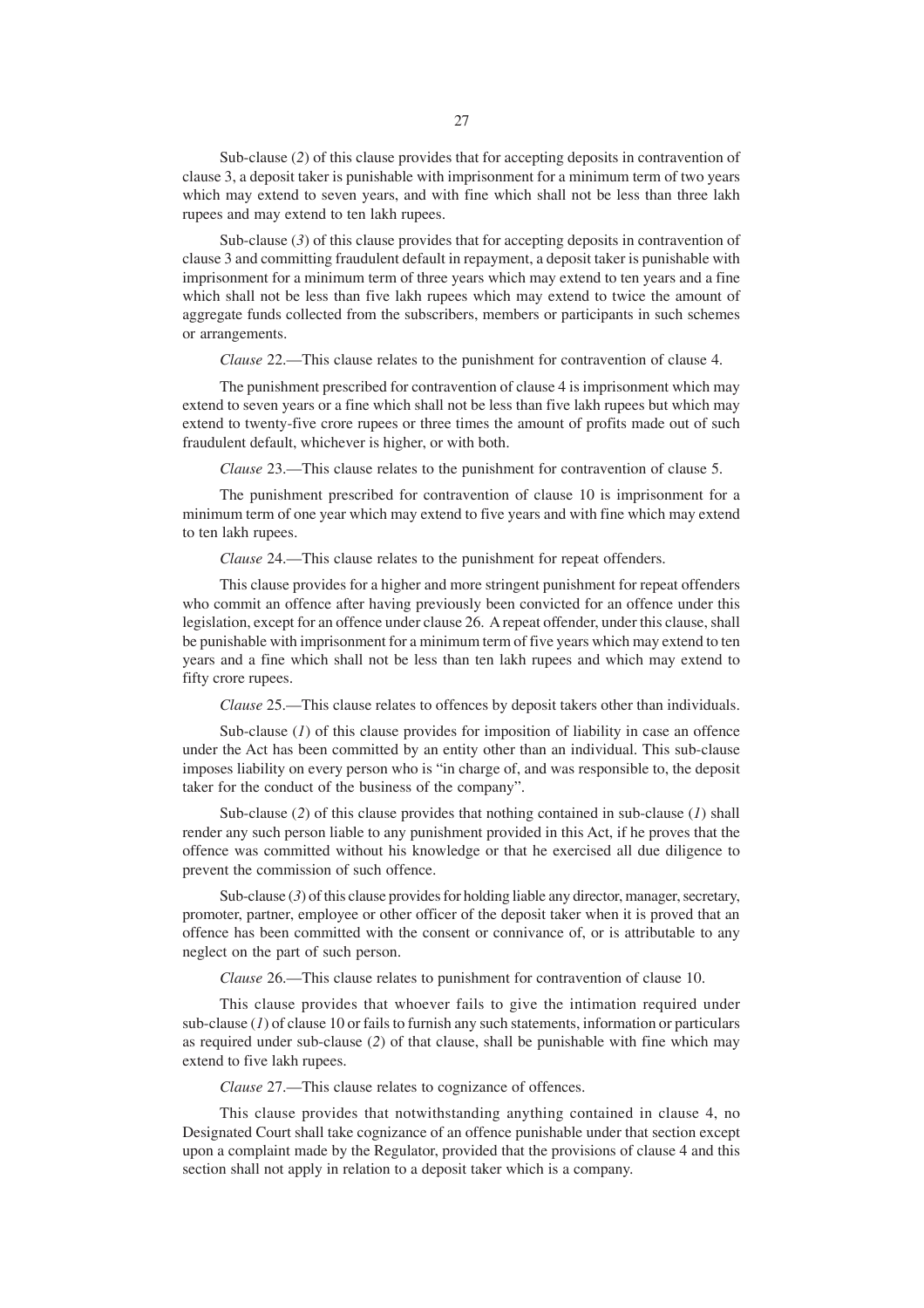Sub-clause (*2*) of this clause provides that for accepting deposits in contravention of clause 3, a deposit taker is punishable with imprisonment for a minimum term of two years which may extend to seven years, and with fine which shall not be less than three lakh rupees and may extend to ten lakh rupees.

Sub-clause (*3*) of this clause provides that for accepting deposits in contravention of clause 3 and committing fraudulent default in repayment, a deposit taker is punishable with imprisonment for a minimum term of three years which may extend to ten years and a fine which shall not be less than five lakh rupees which may extend to twice the amount of aggregate funds collected from the subscribers, members or participants in such schemes or arrangements.

*Clause* 22.—This clause relates to the punishment for contravention of clause 4.

The punishment prescribed for contravention of clause 4 is imprisonment which may extend to seven years or a fine which shall not be less than five lakh rupees but which may extend to twenty-five crore rupees or three times the amount of profits made out of such fraudulent default, whichever is higher, or with both.

*Clause* 23.—This clause relates to the punishment for contravention of clause 5.

The punishment prescribed for contravention of clause 10 is imprisonment for a minimum term of one year which may extend to five years and with fine which may extend to ten lakh rupees.

*Clause* 24.—This clause relates to the punishment for repeat offenders.

This clause provides for a higher and more stringent punishment for repeat offenders who commit an offence after having previously been convicted for an offence under this legislation, except for an offence under clause 26. A repeat offender, under this clause, shall be punishable with imprisonment for a minimum term of five years which may extend to ten years and a fine which shall not be less than ten lakh rupees and which may extend to fifty crore rupees.

*Clause* 25.—This clause relates to offences by deposit takers other than individuals.

Sub-clause (*1*) of this clause provides for imposition of liability in case an offence under the Act has been committed by an entity other than an individual. This sub-clause imposes liability on every person who is "in charge of, and was responsible to, the deposit taker for the conduct of the business of the company".

Sub-clause (*2*) of this clause provides that nothing contained in sub-clause (*1*) shall render any such person liable to any punishment provided in this Act, if he proves that the offence was committed without his knowledge or that he exercised all due diligence to prevent the commission of such offence.

Sub-clause (*3*) of this clause provides for holding liable any director, manager, secretary, promoter, partner, employee or other officer of the deposit taker when it is proved that an offence has been committed with the consent or connivance of, or is attributable to any neglect on the part of such person.

*Clause* 26.—This clause relates to punishment for contravention of clause 10.

This clause provides that whoever fails to give the intimation required under sub-clause (*1*) of clause 10 or fails to furnish any such statements, information or particulars as required under sub-clause (*2*) of that clause, shall be punishable with fine which may extend to five lakh rupees.

*Clause* 27.—This clause relates to cognizance of offences.

This clause provides that notwithstanding anything contained in clause 4, no Designated Court shall take cognizance of an offence punishable under that section except upon a complaint made by the Regulator, provided that the provisions of clause 4 and this section shall not apply in relation to a deposit taker which is a company.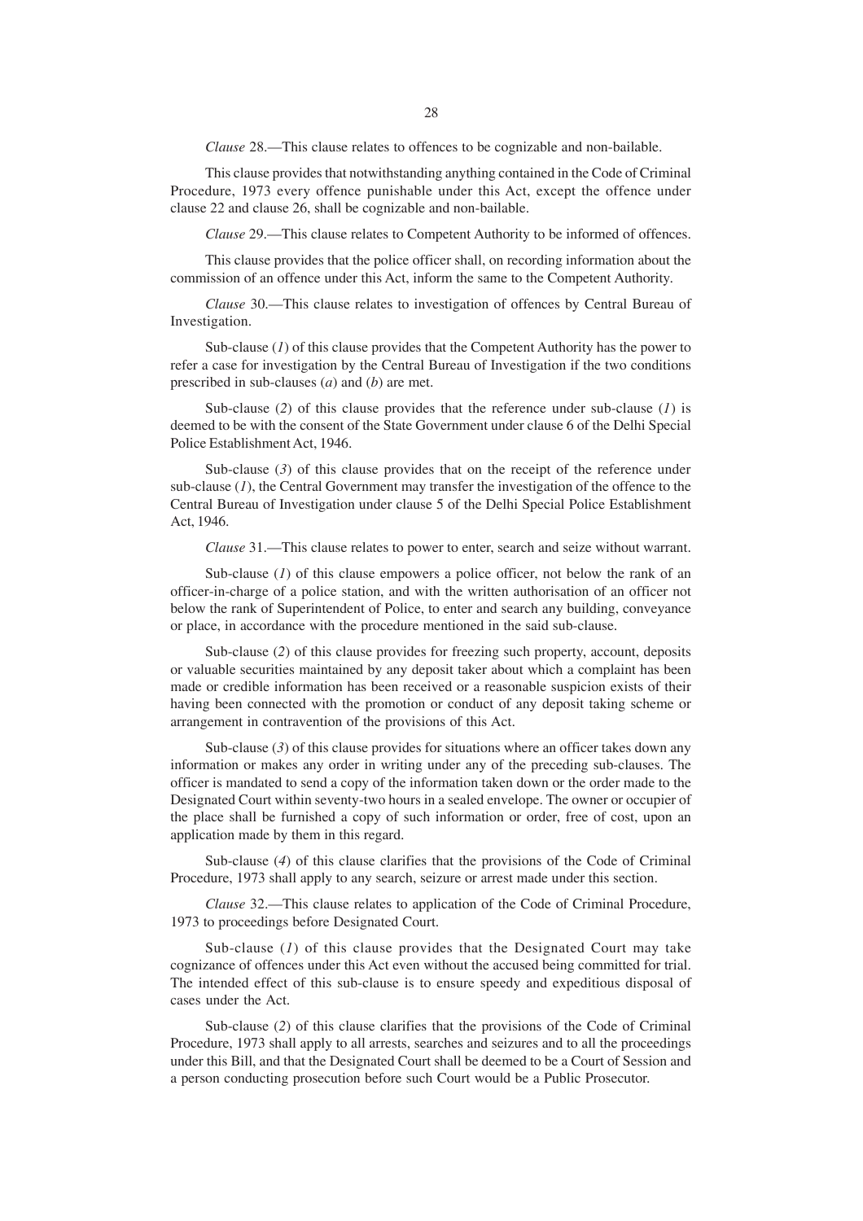*Clause* 28.—This clause relates to offences to be cognizable and non-bailable.

This clause provides that notwithstanding anything contained in the Code of Criminal Procedure, 1973 every offence punishable under this Act, except the offence under clause 22 and clause 26, shall be cognizable and non-bailable.

*Clause* 29.—This clause relates to Competent Authority to be informed of offences.

This clause provides that the police officer shall, on recording information about the commission of an offence under this Act, inform the same to the Competent Authority.

*Clause* 30.—This clause relates to investigation of offences by Central Bureau of Investigation.

Sub-clause (*1*) of this clause provides that the Competent Authority has the power to refer a case for investigation by the Central Bureau of Investigation if the two conditions prescribed in sub-clauses (*a*) and (*b*) are met.

Sub-clause (*2*) of this clause provides that the reference under sub-clause (*1*) is deemed to be with the consent of the State Government under clause 6 of the Delhi Special Police Establishment Act, 1946.

Sub-clause (*3*) of this clause provides that on the receipt of the reference under sub-clause (*1*), the Central Government may transfer the investigation of the offence to the Central Bureau of Investigation under clause 5 of the Delhi Special Police Establishment Act, 1946.

*Clause* 31.—This clause relates to power to enter, search and seize without warrant.

Sub-clause (*1*) of this clause empowers a police officer, not below the rank of an officer-in-charge of a police station, and with the written authorisation of an officer not below the rank of Superintendent of Police, to enter and search any building, conveyance or place, in accordance with the procedure mentioned in the said sub-clause.

Sub-clause (*2*) of this clause provides for freezing such property, account, deposits or valuable securities maintained by any deposit taker about which a complaint has been made or credible information has been received or a reasonable suspicion exists of their having been connected with the promotion or conduct of any deposit taking scheme or arrangement in contravention of the provisions of this Act.

Sub-clause (*3*) of this clause provides for situations where an officer takes down any information or makes any order in writing under any of the preceding sub-clauses. The officer is mandated to send a copy of the information taken down or the order made to the Designated Court within seventy-two hours in a sealed envelope. The owner or occupier of the place shall be furnished a copy of such information or order, free of cost, upon an application made by them in this regard.

Sub-clause (*4*) of this clause clarifies that the provisions of the Code of Criminal Procedure, 1973 shall apply to any search, seizure or arrest made under this section.

*Clause* 32.—This clause relates to application of the Code of Criminal Procedure, 1973 to proceedings before Designated Court.

Sub-clause (*1*) of this clause provides that the Designated Court may take cognizance of offences under this Act even without the accused being committed for trial. The intended effect of this sub-clause is to ensure speedy and expeditious disposal of cases under the Act.

Sub-clause (*2*) of this clause clarifies that the provisions of the Code of Criminal Procedure, 1973 shall apply to all arrests, searches and seizures and to all the proceedings under this Bill, and that the Designated Court shall be deemed to be a Court of Session and a person conducting prosecution before such Court would be a Public Prosecutor.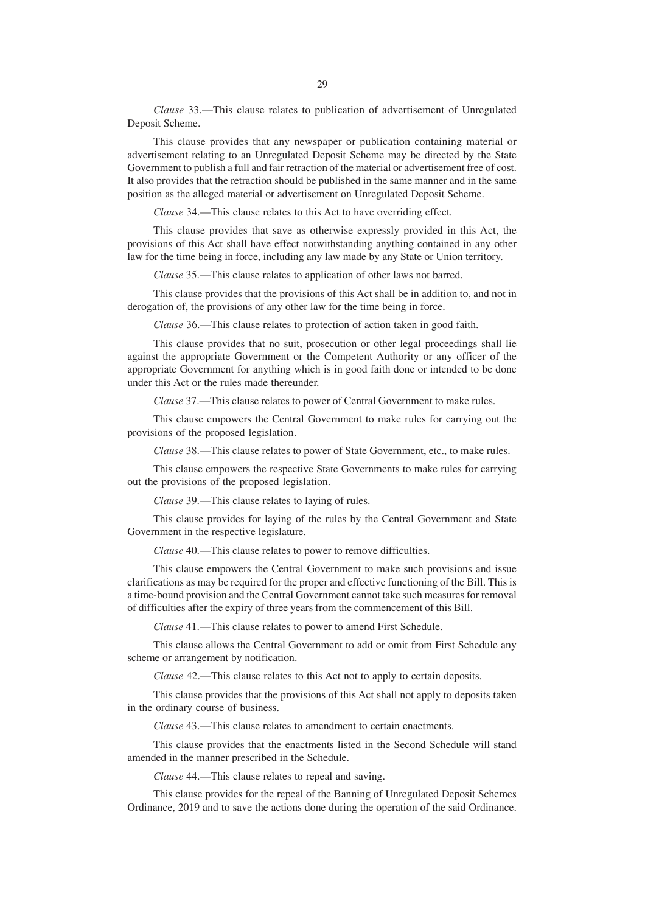*Clause* 33.—This clause relates to publication of advertisement of Unregulated Deposit Scheme.

This clause provides that any newspaper or publication containing material or advertisement relating to an Unregulated Deposit Scheme may be directed by the State Government to publish a full and fair retraction of the material or advertisement free of cost. It also provides that the retraction should be published in the same manner and in the same position as the alleged material or advertisement on Unregulated Deposit Scheme.

*Clause* 34.—This clause relates to this Act to have overriding effect.

This clause provides that save as otherwise expressly provided in this Act, the provisions of this Act shall have effect notwithstanding anything contained in any other law for the time being in force, including any law made by any State or Union territory.

*Clause* 35.—This clause relates to application of other laws not barred.

This clause provides that the provisions of this Act shall be in addition to, and not in derogation of, the provisions of any other law for the time being in force.

*Clause* 36.—This clause relates to protection of action taken in good faith.

This clause provides that no suit, prosecution or other legal proceedings shall lie against the appropriate Government or the Competent Authority or any officer of the appropriate Government for anything which is in good faith done or intended to be done under this Act or the rules made thereunder.

*Clause* 37.—This clause relates to power of Central Government to make rules.

This clause empowers the Central Government to make rules for carrying out the provisions of the proposed legislation.

*Clause* 38.—This clause relates to power of State Government, etc., to make rules.

This clause empowers the respective State Governments to make rules for carrying out the provisions of the proposed legislation.

*Clause* 39.—This clause relates to laying of rules.

This clause provides for laying of the rules by the Central Government and State Government in the respective legislature.

*Clause* 40.—This clause relates to power to remove difficulties.

This clause empowers the Central Government to make such provisions and issue clarifications as may be required for the proper and effective functioning of the Bill. This is a time-bound provision and the Central Government cannot take such measures for removal of difficulties after the expiry of three years from the commencement of this Bill.

*Clause* 41.—This clause relates to power to amend First Schedule.

This clause allows the Central Government to add or omit from First Schedule any scheme or arrangement by notification.

*Clause* 42.—This clause relates to this Act not to apply to certain deposits.

This clause provides that the provisions of this Act shall not apply to deposits taken in the ordinary course of business.

*Clause* 43.—This clause relates to amendment to certain enactments.

This clause provides that the enactments listed in the Second Schedule will stand amended in the manner prescribed in the Schedule.

*Clause* 44.—This clause relates to repeal and saving.

This clause provides for the repeal of the Banning of Unregulated Deposit Schemes Ordinance, 2019 and to save the actions done during the operation of the said Ordinance.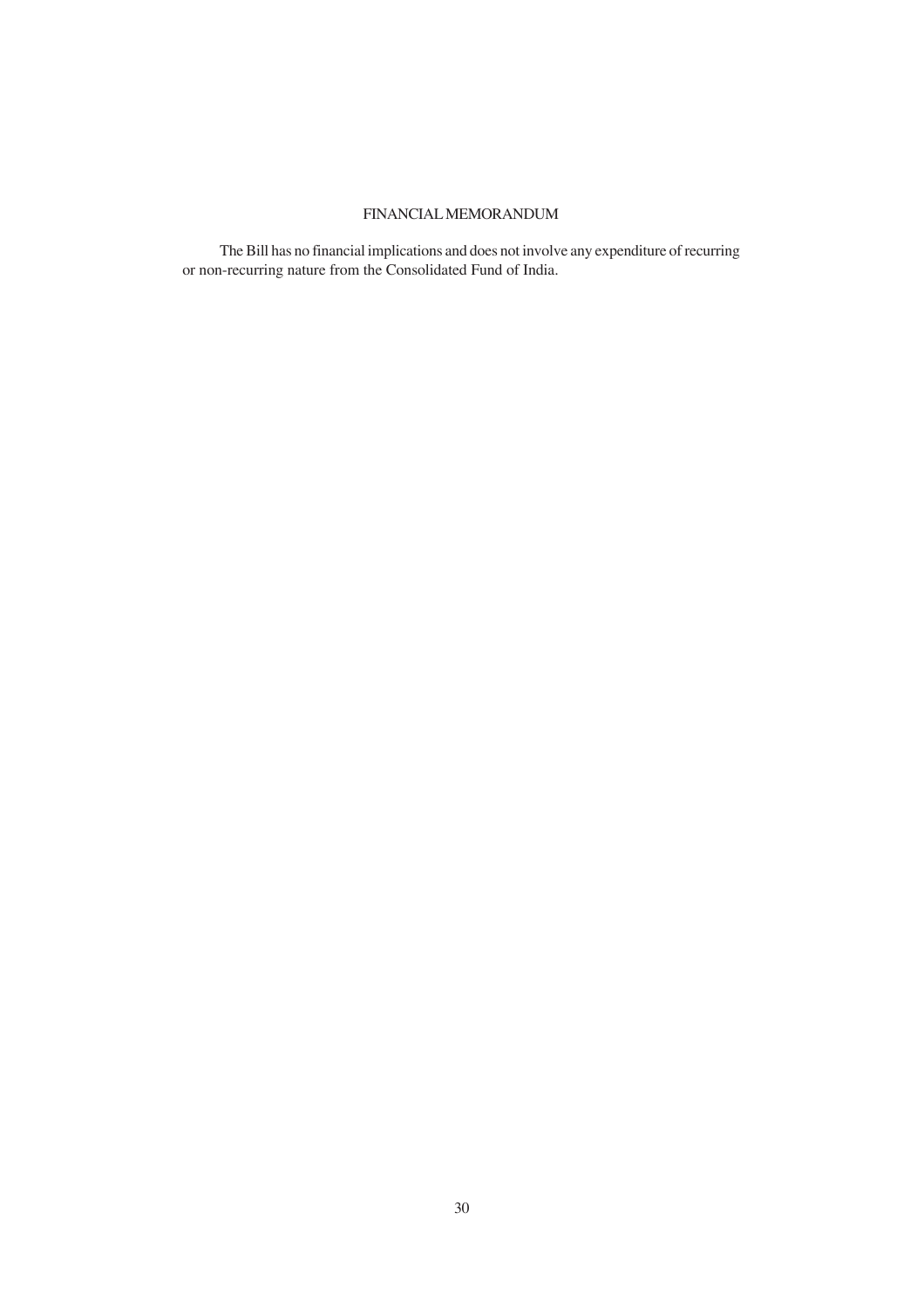## FINANCIAL MEMORANDUM

The Bill has no financial implications and does not involve any expenditure of recurring or non-recurring nature from the Consolidated Fund of India.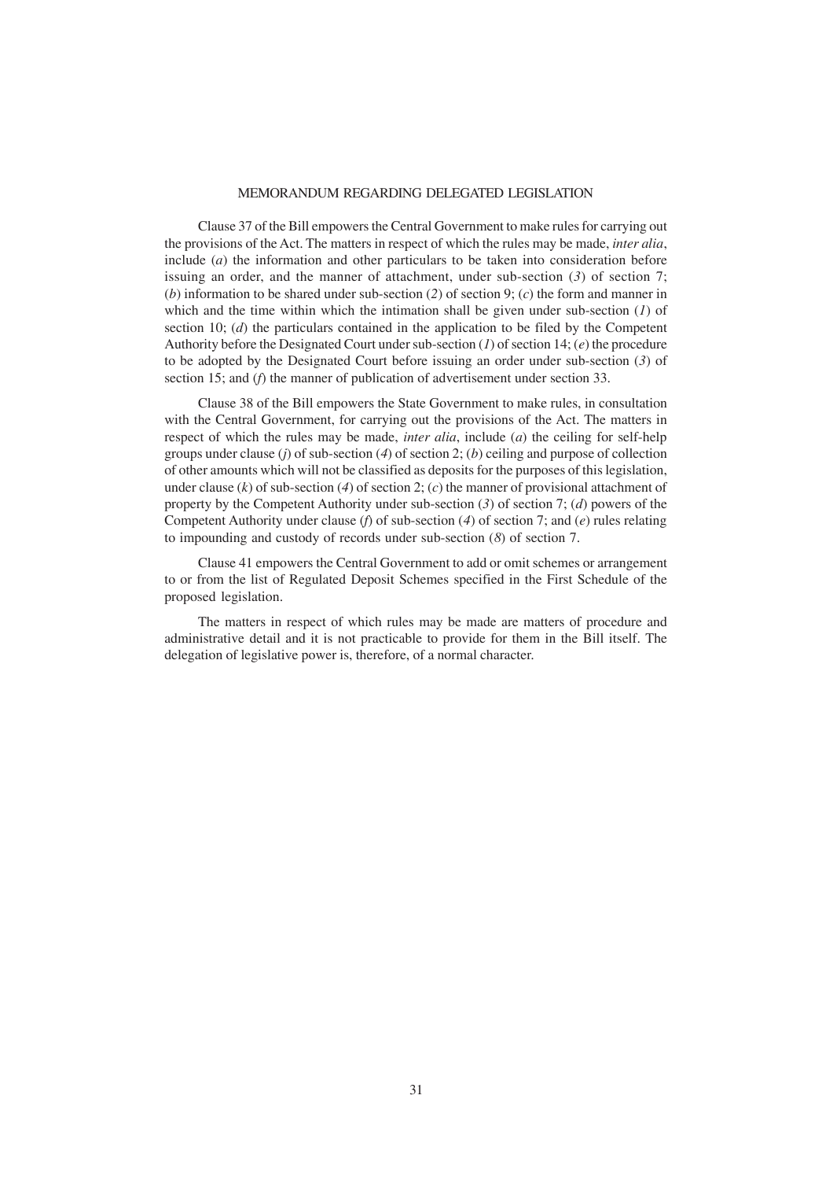## MEMORANDUM REGARDING DELEGATED LEGISLATION

Clause 37 of the Bill empowers the Central Government to make rules for carrying out the provisions of the Act. The matters in respect of which the rules may be made, *inter alia*, include (*a*) the information and other particulars to be taken into consideration before issuing an order, and the manner of attachment, under sub-section (*3*) of section 7; (*b*) information to be shared under sub-section (*2*) of section 9; (*c*) the form and manner in which and the time within which the intimation shall be given under sub-section (*1*) of section 10; (*d*) the particulars contained in the application to be filed by the Competent Authority before the Designated Court under sub-section (*1*) of section 14; (*e*) the procedure to be adopted by the Designated Court before issuing an order under sub-section (*3*) of section 15; and (*f*) the manner of publication of advertisement under section 33.

Clause 38 of the Bill empowers the State Government to make rules, in consultation with the Central Government, for carrying out the provisions of the Act. The matters in respect of which the rules may be made, *inter alia*, include (*a*) the ceiling for self-help groups under clause (*j*) of sub-section (*4*) of section 2; (*b*) ceiling and purpose of collection of other amounts which will not be classified as deposits for the purposes of this legislation, under clause (*k*) of sub-section (*4*) of section 2; (*c*) the manner of provisional attachment of property by the Competent Authority under sub-section (*3*) of section 7; (*d*) powers of the Competent Authority under clause (*f*) of sub-section (*4*) of section 7; and (*e*) rules relating to impounding and custody of records under sub-section (*8*) of section 7.

Clause 41 empowers the Central Government to add or omit schemes or arrangement to or from the list of Regulated Deposit Schemes specified in the First Schedule of the proposed legislation.

The matters in respect of which rules may be made are matters of procedure and administrative detail and it is not practicable to provide for them in the Bill itself. The delegation of legislative power is, therefore, of a normal character.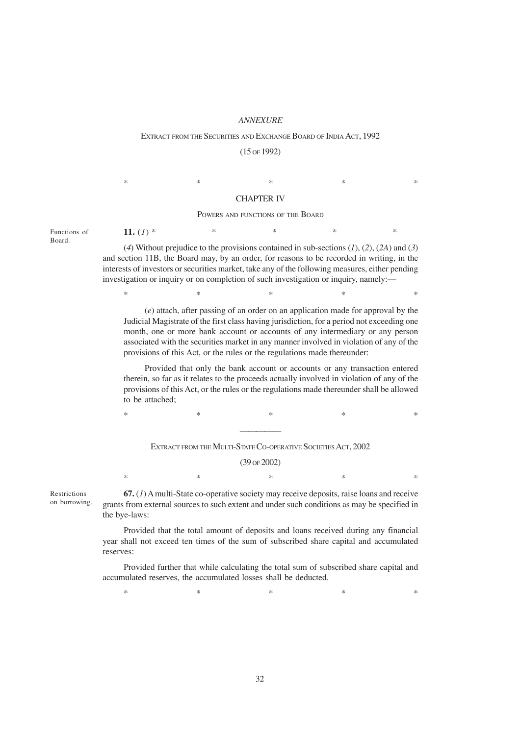*ANNEXURE*

EXTRACT FROM THE SECURITIES AND EXCHANGE BOARD OF INDIA ACT, 1992

(15 OF 1992)

\*                    \*                    \*                    \*                    \*

CHAPTER IV

POWERS AND FUNCTIONS OF THE BOARD

Functions of Board.

**11.** (*1*) \*                    \*                    \*                    \*                    \*

(*4*) Without prejudice to the provisions contained in sub-sections (*1*), (*2*), (*2A*) and (*3*) and section 11B, the Board may, by an order, for reasons to be recorded in writing, in the interests of investors or securities market, take any of the following measures, either pending investigation or inquiry or on completion of such investigation or inquiry, namely:—

\*                    \*                    \*                    \*                    \*

(*e*) attach, after passing of an order on an application made for approval by the Judicial Magistrate of the first class having jurisdiction, for a period not exceeding one month, one or more bank account or accounts of any intermediary or any person associated with the securities market in any manner involved in violation of any of the provisions of this Act, or the rules or the regulations made thereunder:

Provided that only the bank account or accounts or any transaction entered therein, so far as it relates to the proceeds actually involved in violation of any of the provisions of this Act, or the rules or the regulations made thereunder shall be allowed to be attached;

\*                    \*                    \*                    \*                    \*

---

EXTRACT FROM THE MULTI-STATE CO-OPERATIVE SOCIETIES ACT, 2002

(39 OF 2002)

\*                    \*                    \*                    \*                    \*

Restrictions on borrowing.

**67.** (*1*) A multi-State co-operative society may receive deposits, raise loans and receive grants from external sources to such extent and under such conditions as may be specified in the bye-laws:

Provided that the total amount of deposits and loans received during any financial year shall not exceed ten times of the sum of subscribed share capital and accumulated reserves:

Provided further that while calculating the total sum of subscribed share capital and accumulated reserves, the accumulated losses shall be deducted.

\*                    \*                    \*                    \*                    \*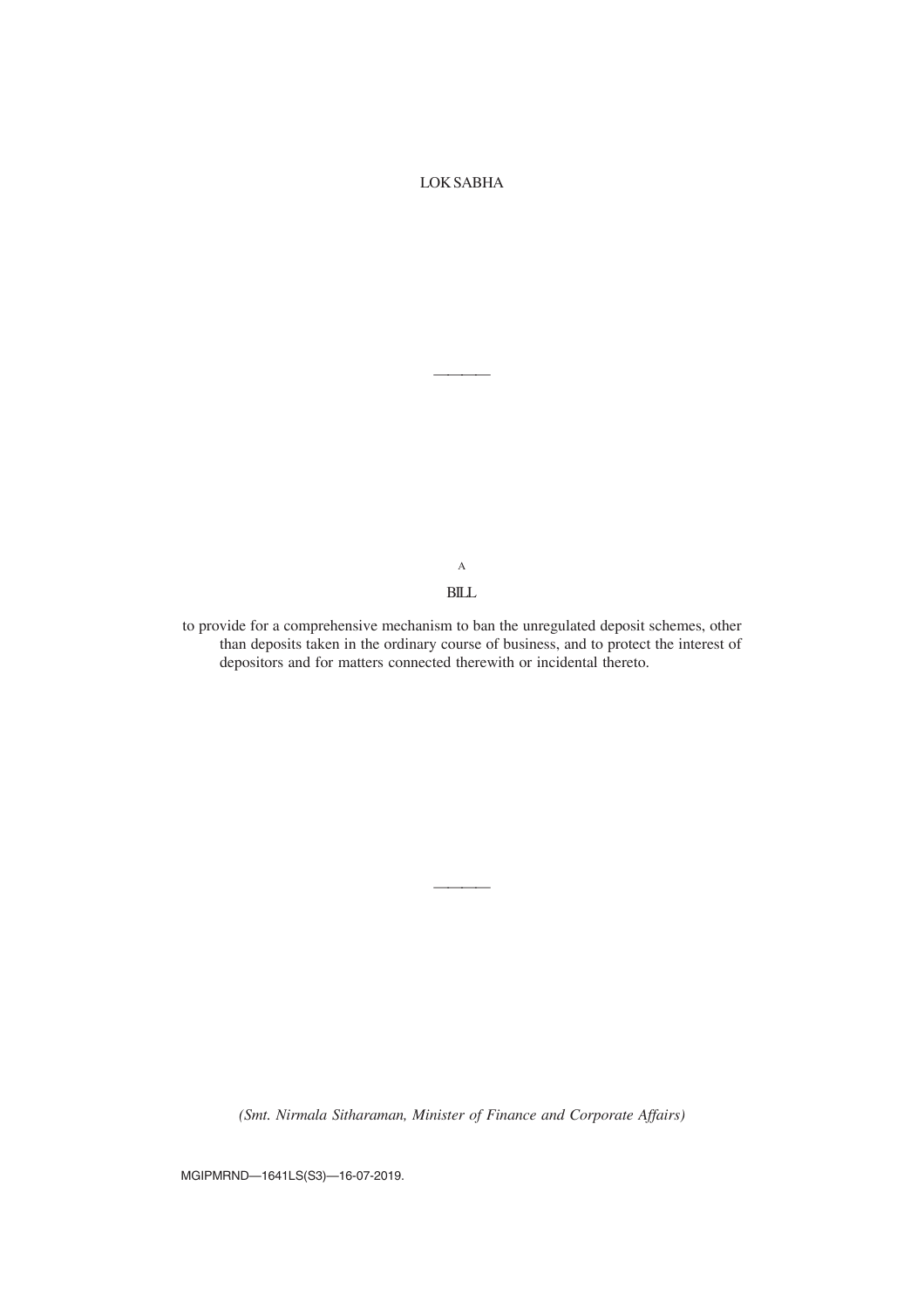LOK SABHA

———

A

BILL

to provide for a comprehensive mechanism to ban the unregulated deposit schemes, other than deposits taken in the ordinary course of business, and to protect the interest of depositors and for matters connected therewith or incidental thereto.

———

*(Smt. Nirmala Sitharaman, Minister of Finance and Corporate Affairs)*

MGIPMRND—1641LS(S3)—16-07-2019.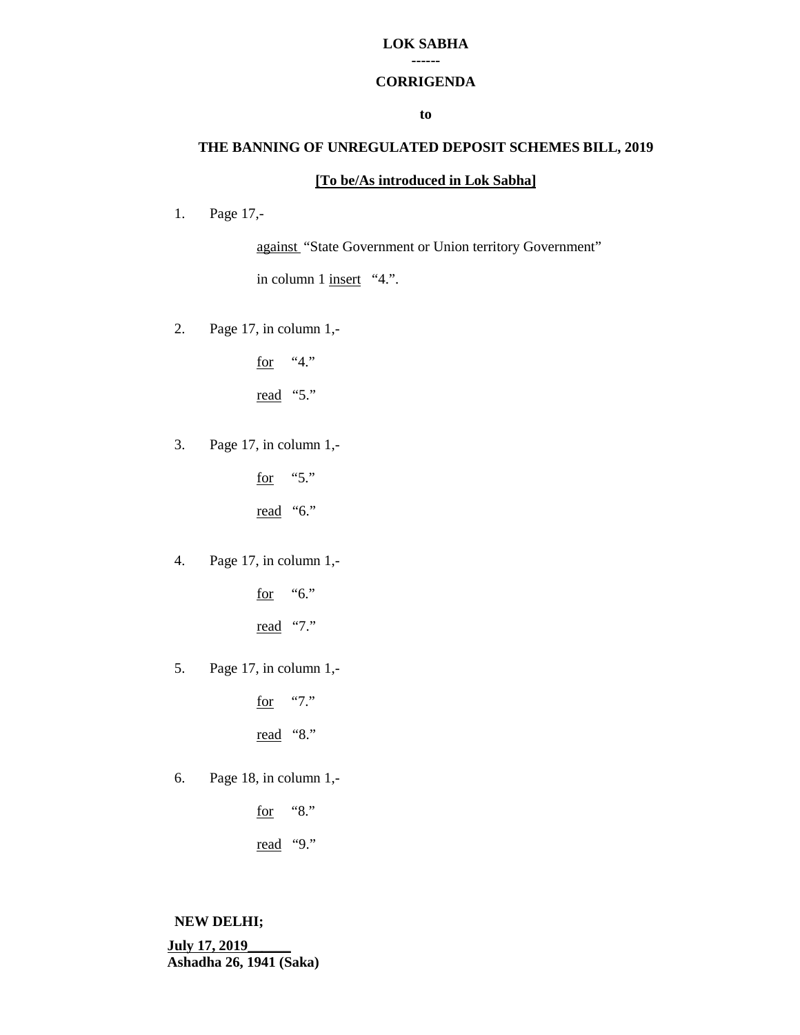**LOK SABHA**

------

**CORRIGENDA**

**to**

**THE BANNING OF UNREGULATED DEPOSIT SCHEMES BILL, 2019**

**[To be/As introduced in Lok Sabha]**

1. Page 17,-

    against “State Government or Union territory Government”

    in column 1 insert “4.”.

2. Page 17, in column 1,-

    for “4.”

    read “5.”

3. Page 17, in column 1,-

    for “5.”

    read “6.”

4. Page 17, in column 1,-

    for “6.”

    read “7.”

5. Page 17, in column 1,-

    for “7.”

    read “8.”

6. Page 18, in column 1,-

    for “8.”

    read “9.”

**NEW DELHI;**

**July 17, 2019**

**Ashadha 26, 1941 (Saka)**